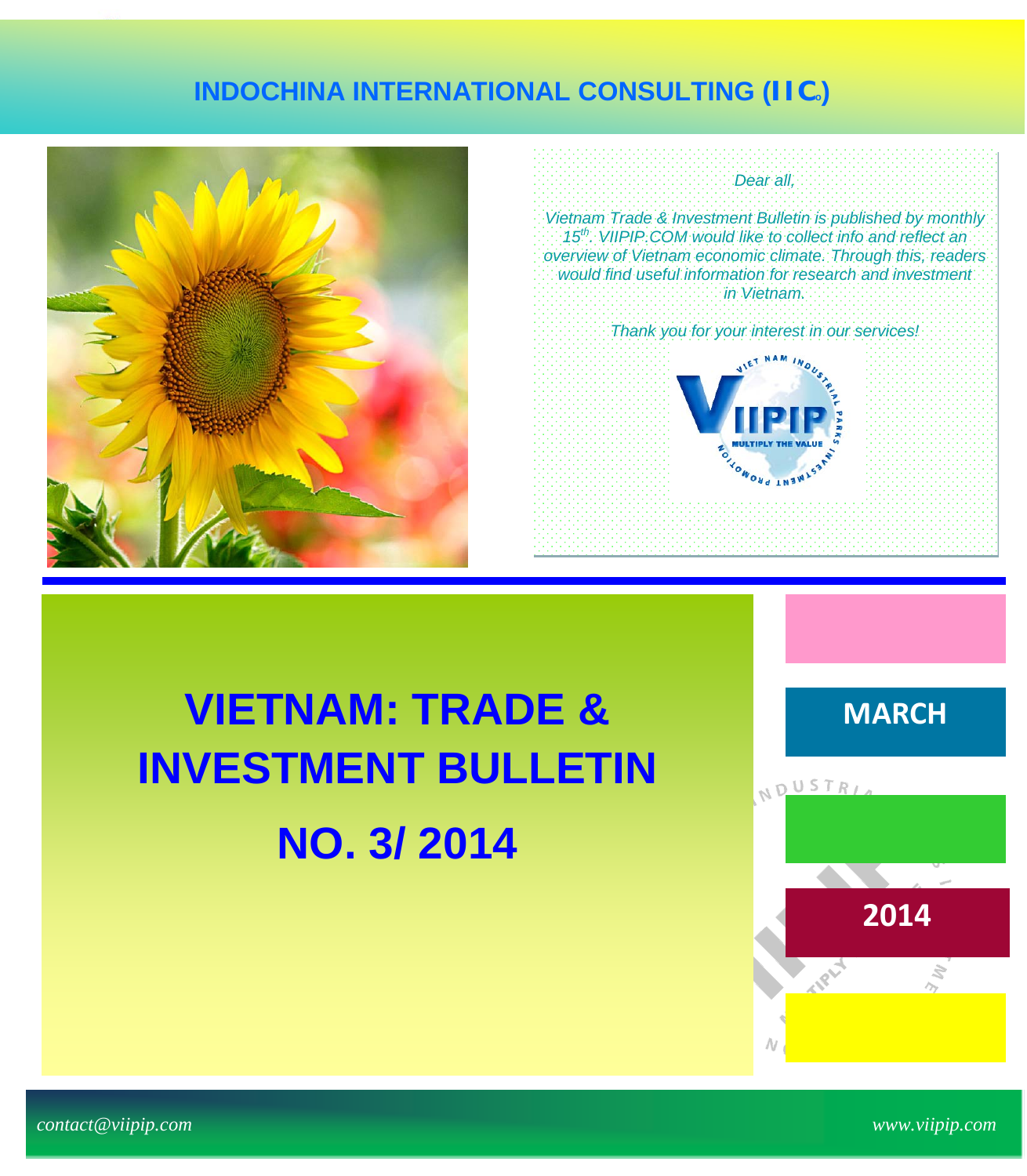**INDOCHINA INTERNATIONAL CONSULTING (IIC)**

*Dear all,*

*Vietnam Trade & Investment Bulletin is published by monthly 15th. VIIPIP.COM would like to collect info and reflect an overview of Vietnam economic climate. Through this, readers would find useful information for research and investment in Vietnam.*

*Thank you for your interest in our services!*

# VIETNAM: TRADE & INVESTMENT BULLETIN

# NO. 3/ 2014

**MARCH**

**2014**

*contact@viipip.com*

*www.viipip.com*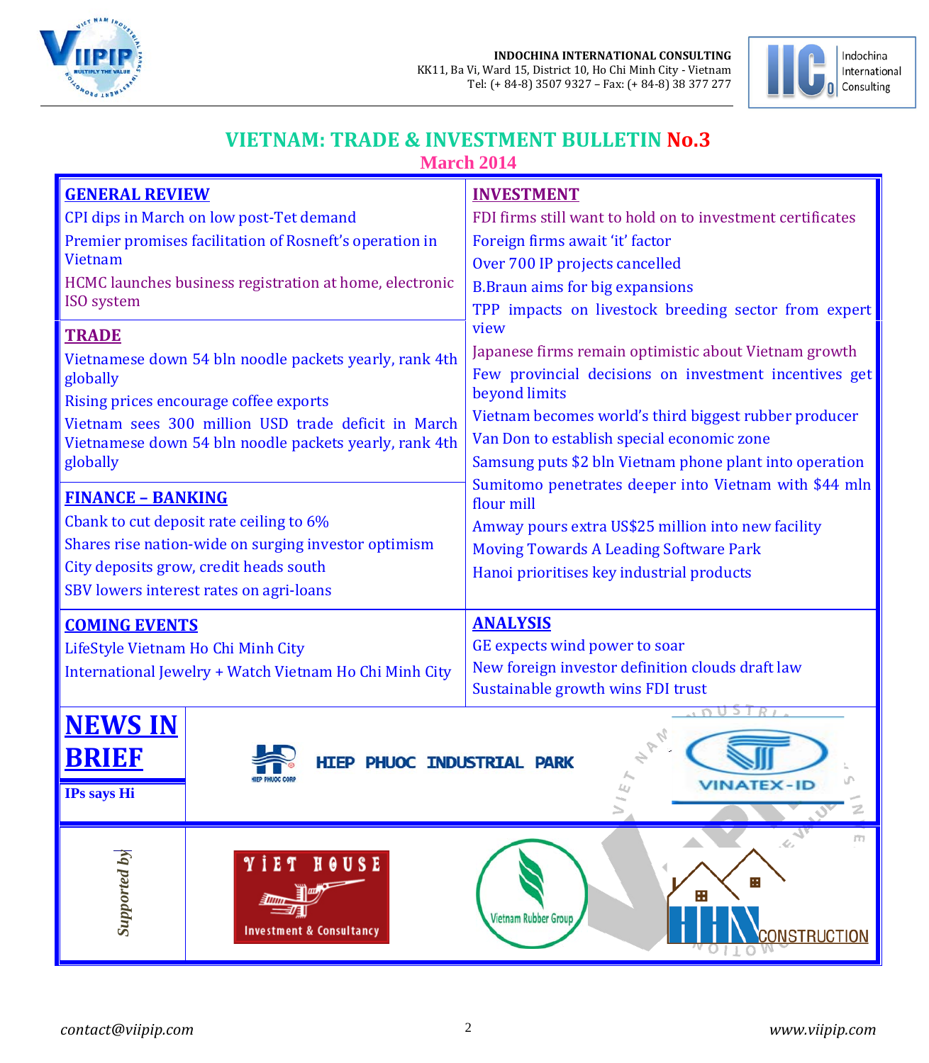INDOCHINA INTERNATIONAL CONSULTING
KK11, Ba Vi, Ward 15, District 10, Ho Chi Minh City - Vietnam
Tel: (+ 84-8) 3507 9327 – Fax: (+ 84-8) 38 377 277

# VIETNAM: TRADE & INVESTMENT BULLETIN No.3

**March 2014**

## GENERAL REVIEW

CPI dips in March on low post-Tet demand

Premier promises facilitation of Rosneft's operation in Vietnam

HCMC launches business registration at home, electronic ISO system

## TRADE

Vietnamese down 54 bln noodle packets yearly, rank 4th globally

Rising prices encourage coffee exports

Vietnam sees 300 million USD trade deficit in March

Vietnamese down 54 bln noodle packets yearly, rank 4th globally

## FINANCE – BANKING

Cbank to cut deposit rate ceiling to 6%

Shares rise nation-wide on surging investor optimism

City deposits grow, credit heads south

SBV lowers interest rates on agri-loans

## INVESTMENT

FDI firms still want to hold on to investment certificates

Foreign firms await 'it' factor

Over 700 IP projects cancelled

B.Braun aims for big expansions

TPP impacts on livestock breeding sector from expert view

Japanese firms remain optimistic about Vietnam growth

Few provincial decisions on investment incentives get beyond limits

Vietnam becomes world's third biggest rubber producer

Van Don to establish special economic zone

Samsung puts $2 bln Vietnam phone plant into operation

Sumitomo penetrates deeper into Vietnam with $44 mln flour mill

Amway pours extra US$25 million into new facility

Moving Towards A Leading Software Park

Hanoi prioritises key industrial products

## COMING EVENTS

LifeStyle Vietnam Ho Chi Minh City

International Jewelry + Watch Vietnam Ho Chi Minh City

## ANALYSIS

GE expects wind power to soar

New foreign investor definition clouds draft law

Sustainable growth wins FDI trust

## NEWS IN BRIEF

**IPs says Hi**

HIEP PHUOC INDUSTRIAL PARK

VINATEX-ID

*Supported by*

VIET HOUSE Investment & Consultancy

Vietnam Rubber Group

HHN CONSTRUCTION

contact@viipip.com www.viipip.com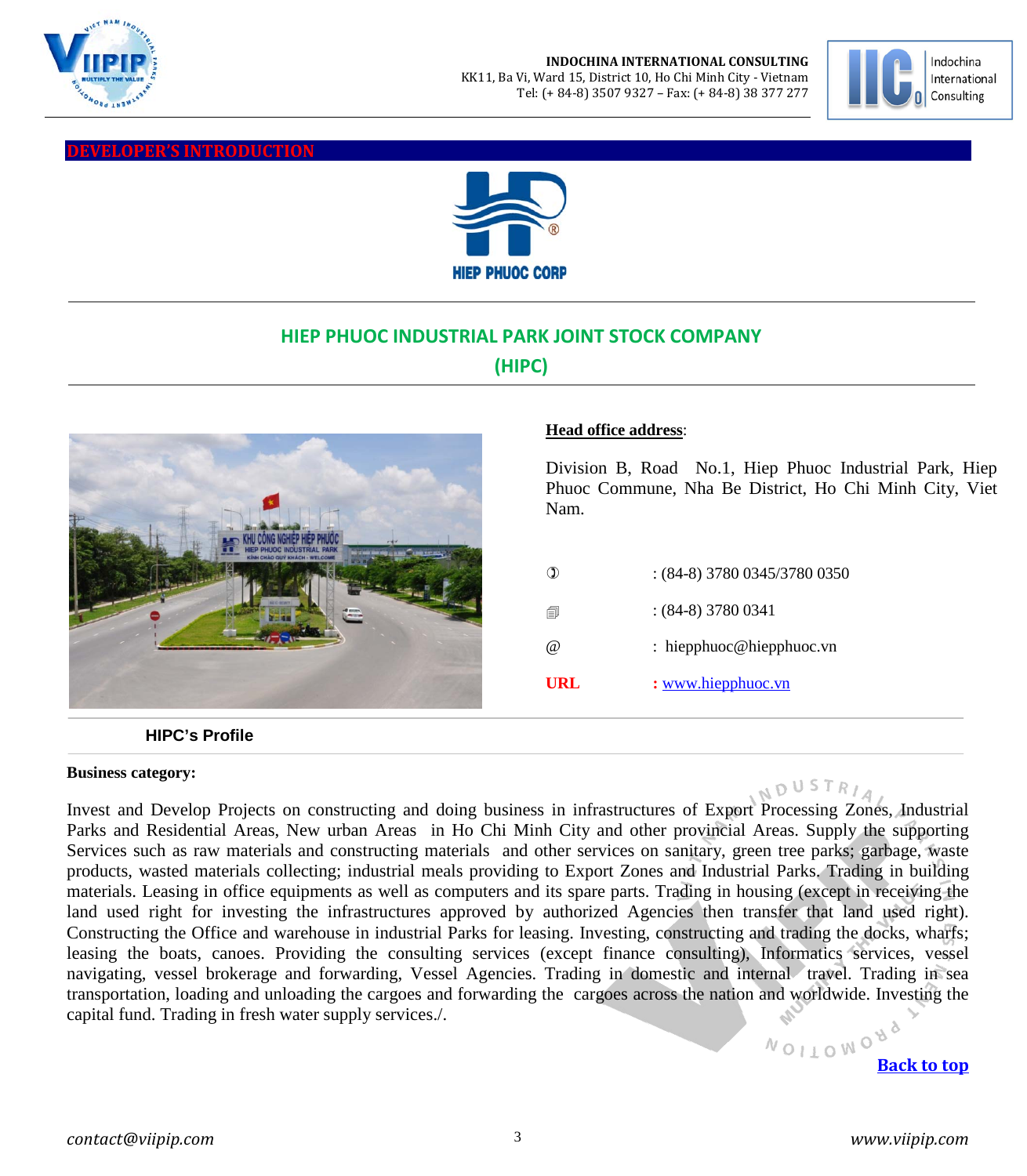## DEVELOPER'S INTRODUCTION

HIEP PHUOC CORP

## HIEP PHUOC INDUSTRIAL PARK JOINT STOCK COMPANY
## (HIPC)

**Head office address**:

Division B, Road No.1, Hiep Phuoc Industrial Park, Hiep Phuoc Commune, Nha Be District, Ho Chi Minh City, Viet Nam.

| | |
|---|---|
| ✆ | : (84-8) 3780 0345/3780 0350 |
| 🖷 | : (84-8) 3780 0341 |
| @ | : hiepphuoc@hiepphuoc.vn |
| **URL** | **:** www.hiepphuoc.vn |

**HIPC's Profile**

**Business category:**

Invest and Develop Projects on constructing and doing business in infrastructures of Export Processing Zones, Industrial Parks and Residential Areas, New urban Areas in Ho Chi Minh City and other provincial Areas. Supply the supporting Services such as raw materials and constructing materials and other services on sanitary, green tree parks; garbage, waste products, wasted materials collecting; industrial meals providing to Export Zones and Industrial Parks. Trading in building materials. Leasing in office equipments as well as computers and its spare parts. Trading in housing (except in receiving the land used right for investing the infrastructures approved by authorized Agencies then transfer that land used right). Constructing the Office and warehouse in industrial Parks for leasing. Investing, constructing and trading the docks, wharfs; leasing the boats, canoes. Providing the consulting services (except finance consulting), Informatics services, vessel navigating, vessel brokerage and forwarding, Vessel Agencies. Trading in domestic and internal travel. Trading in sea transportation, loading and unloading the cargoes and forwarding the cargoes across the nation and worldwide. Investing the capital fund. Trading in fresh water supply services./.

**Back to top**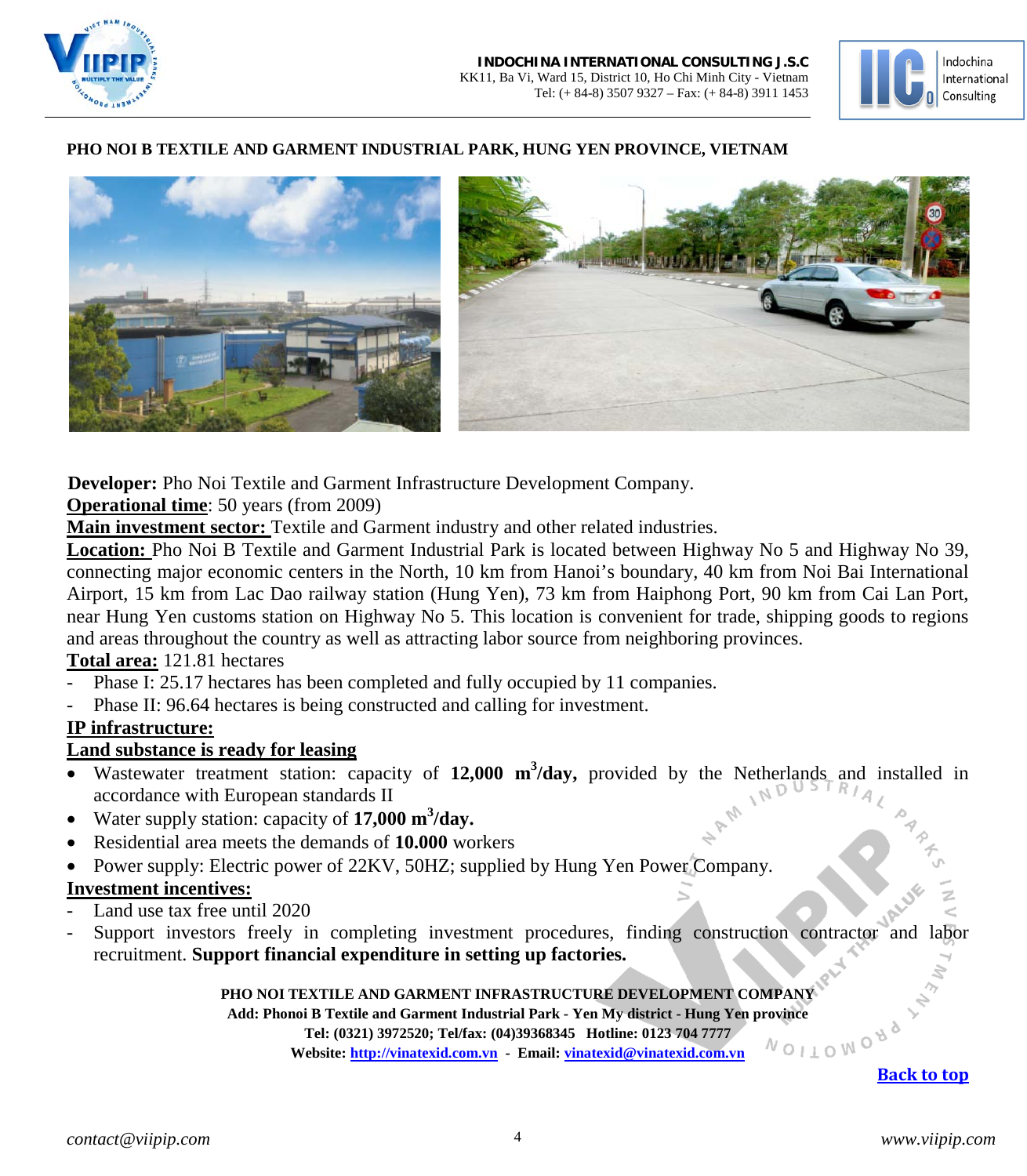**PHO NOI B TEXTILE AND GARMENT INDUSTRIAL PARK, HUNG YEN PROVINCE, VIETNAM**

**Developer:** Pho Noi Textile and Garment Infrastructure Development Company.

**Operational time**: 50 years (from 2009)

**Main investment sector:** Textile and Garment industry and other related industries.

**Location:** Pho Noi B Textile and Garment Industrial Park is located between Highway No 5 and Highway No 39, connecting major economic centers in the North, 10 km from Hanoi's boundary, 40 km from Noi Bai International Airport, 15 km from Lac Dao railway station (Hung Yen), 73 km from Haiphong Port, 90 km from Cai Lan Port, near Hung Yen customs station on Highway No 5. This location is convenient for trade, shipping goods to regions and areas throughout the country as well as attracting labor source from neighboring provinces.

**Total area:** 121.81 hectares

- Phase I: 25.17 hectares has been completed and fully occupied by 11 companies.
- Phase II: 96.64 hectares is being constructed and calling for investment.

**IP infrastructure:**

**Land substance is ready for leasing**

- Wastewater treatment station: capacity of **12,000 $m^3$/day,** provided by the Netherlands and installed in accordance with European standards II
- Water supply station: capacity of **17,000 $m^3$/day.**
- Residential area meets the demands of **10.000** workers
- Power supply: Electric power of 22KV, 50HZ; supplied by Hung Yen Power Company.

**Investment incentives:**

- Land use tax free until 2020
- Support investors freely in completing investment procedures, finding construction contractor and labor recruitment. **Support financial expenditure in setting up factories.**

**PHO NOI TEXTILE AND GARMENT INFRASTRUCTURE DEVELOPMENT COMPANY**
**Add: Phonoi B Textile and Garment Industrial Park - Yen My district - Hung Yen province**
**Tel: (0321) 3972520; Tel/fax: (04)39368345 Hotline: 0123 704 7777**
**Website: http://vinatexid.com.vn - Email: vinatexid@vinatexid.com.vn**

Back to top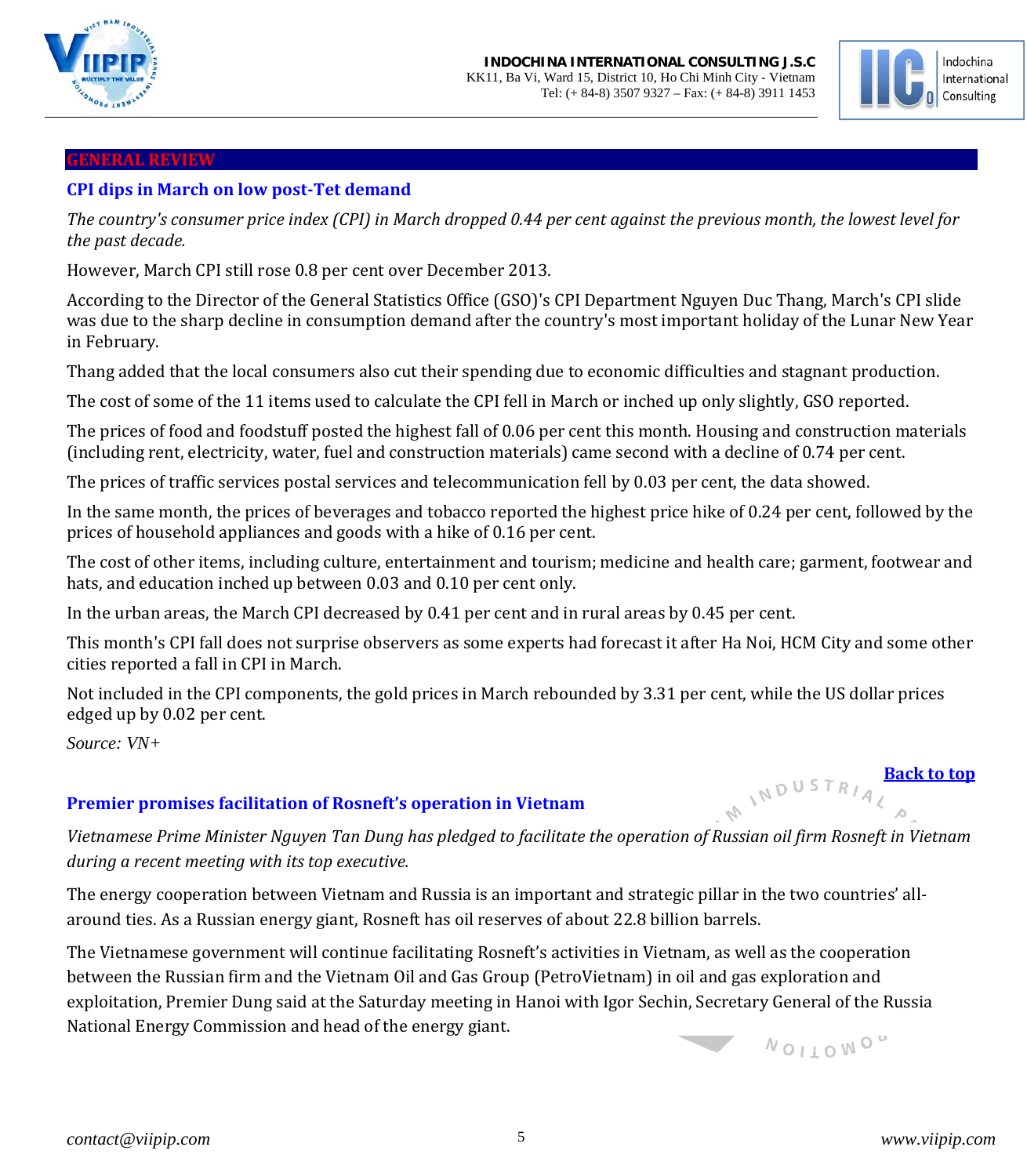## GENERAL REVIEW

### CPI dips in March on low post-Tet demand

*The country's consumer price index (CPI) in March dropped 0.44 per cent against the previous month, the lowest level for the past decade.*

However, March CPI still rose 0.8 per cent over December 2013.

According to the Director of the General Statistics Office (GSO)'s CPI Department Nguyen Duc Thang, March's CPI slide was due to the sharp decline in consumption demand after the country's most important holiday of the Lunar New Year in February.

Thang added that the local consumers also cut their spending due to economic difficulties and stagnant production.

The cost of some of the 11 items used to calculate the CPI fell in March or inched up only slightly, GSO reported.

The prices of food and foodstuff posted the highest fall of 0.06 per cent this month. Housing and construction materials (including rent, electricity, water, fuel and construction materials) came second with a decline of 0.74 per cent.

The prices of traffic services postal services and telecommunication fell by 0.03 per cent, the data showed.

In the same month, the prices of beverages and tobacco reported the highest price hike of 0.24 per cent, followed by the prices of household appliances and goods with a hike of 0.16 per cent.

The cost of other items, including culture, entertainment and tourism; medicine and health care; garment, footwear and hats, and education inched up between 0.03 and 0.10 per cent only.

In the urban areas, the March CPI decreased by 0.41 per cent and in rural areas by 0.45 per cent.

This month's CPI fall does not surprise observers as some experts had forecast it after Ha Noi, HCM City and some other cities reported a fall in CPI in March.

Not included in the CPI components, the gold prices in March rebounded by 3.31 per cent, while the US dollar prices edged up by 0.02 per cent.

*Source: VN+*

**Back to top**

### Premier promises facilitation of Rosneft's operation in Vietnam

*Vietnamese Prime Minister Nguyen Tan Dung has pledged to facilitate the operation of Russian oil firm Rosneft in Vietnam during a recent meeting with its top executive.*

The energy cooperation between Vietnam and Russia is an important and strategic pillar in the two countries' all-around ties. As a Russian energy giant, Rosneft has oil reserves of about 22.8 billion barrels.

The Vietnamese government will continue facilitating Rosneft's activities in Vietnam, as well as the cooperation between the Russian firm and the Vietnam Oil and Gas Group (PetroVietnam) in oil and gas exploration and exploitation, Premier Dung said at the Saturday meeting in Hanoi with Igor Sechin, Secretary General of the Russia National Energy Commission and head of the energy giant.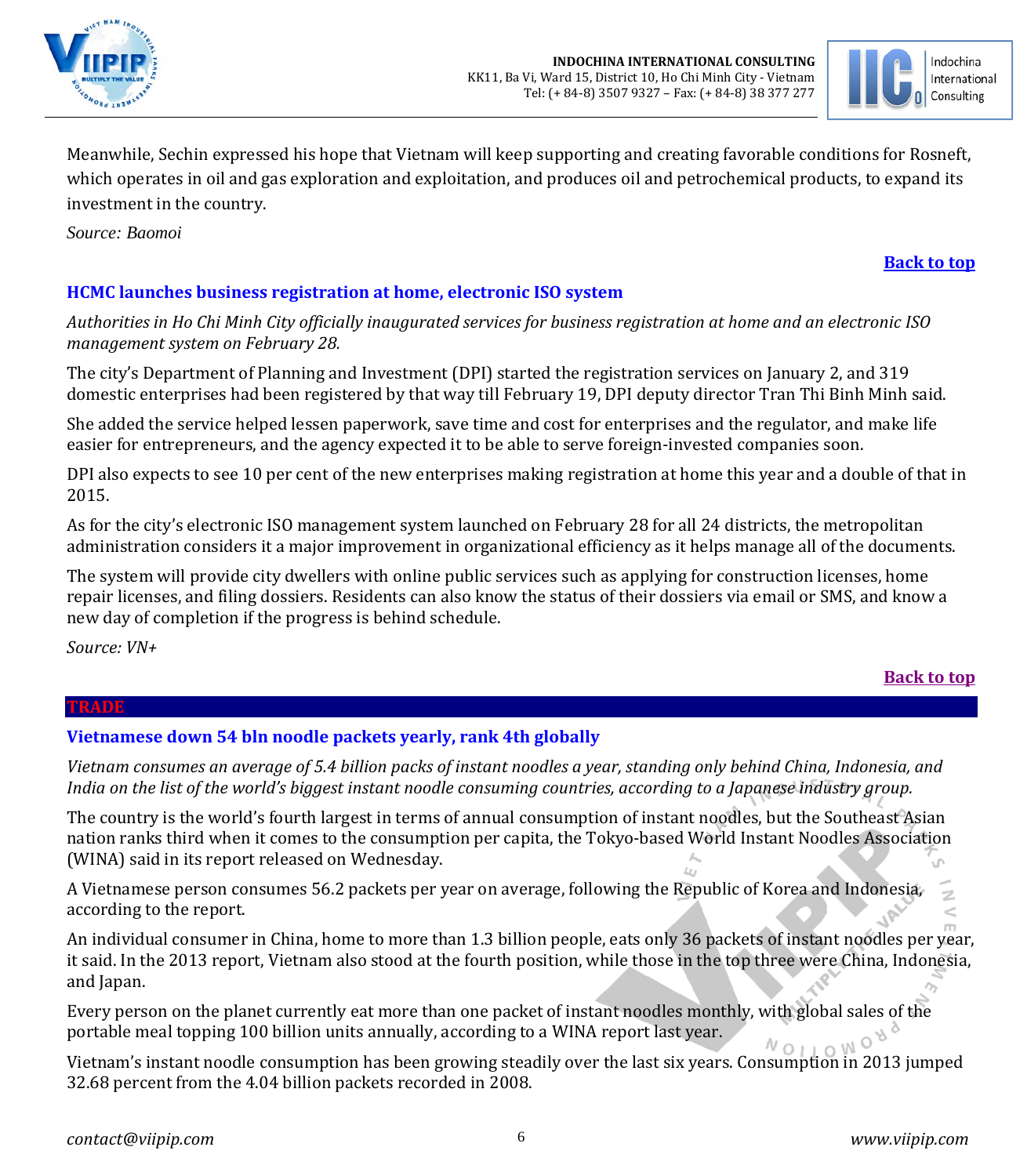Meanwhile, Sechin expressed his hope that Vietnam will keep supporting and creating favorable conditions for Rosneft, which operates in oil and gas exploration and exploitation, and produces oil and petrochemical products, to expand its investment in the country.

*Source: Baomoi*

**Back to top**

## HCMC launches business registration at home, electronic ISO system

*Authorities in Ho Chi Minh City officially inaugurated services for business registration at home and an electronic ISO management system on February 28.*

The city's Department of Planning and Investment (DPI) started the registration services on January 2, and 319 domestic enterprises had been registered by that way till February 19, DPI deputy director Tran Thi Binh Minh said.

She added the service helped lessen paperwork, save time and cost for enterprises and the regulator, and make life easier for entrepreneurs, and the agency expected it to be able to serve foreign-invested companies soon.

DPI also expects to see 10 per cent of the new enterprises making registration at home this year and a double of that in 2015.

As for the city's electronic ISO management system launched on February 28 for all 24 districts, the metropolitan administration considers it a major improvement in organizational efficiency as it helps manage all of the documents.

The system will provide city dwellers with online public services such as applying for construction licenses, home repair licenses, and filing dossiers. Residents can also know the status of their dossiers via email or SMS, and know a new day of completion if the progress is behind schedule.

*Source: VN+*

**Back to top**

# TRADE

## Vietnamese down 54 bln noodle packets yearly, rank 4th globally

*Vietnam consumes an average of 5.4 billion packs of instant noodles a year, standing only behind China, Indonesia, and India on the list of the world's biggest instant noodle consuming countries, according to a Japanese industry group.*

The country is the world's fourth largest in terms of annual consumption of instant noodles, but the Southeast Asian nation ranks third when it comes to the consumption per capita, the Tokyo-based World Instant Noodles Association (WINA) said in its report released on Wednesday.

A Vietnamese person consumes 56.2 packets per year on average, following the Republic of Korea and Indonesia, according to the report.

An individual consumer in China, home to more than 1.3 billion people, eats only 36 packets of instant noodles per year, it said. In the 2013 report, Vietnam also stood at the fourth position, while those in the top three were China, Indonesia, and Japan.

Every person on the planet currently eat more than one packet of instant noodles monthly, with global sales of the portable meal topping 100 billion units annually, according to a WINA report last year.

Vietnam's instant noodle consumption has been growing steadily over the last six years. Consumption in 2013 jumped 32.68 percent from the 4.04 billion packets recorded in 2008.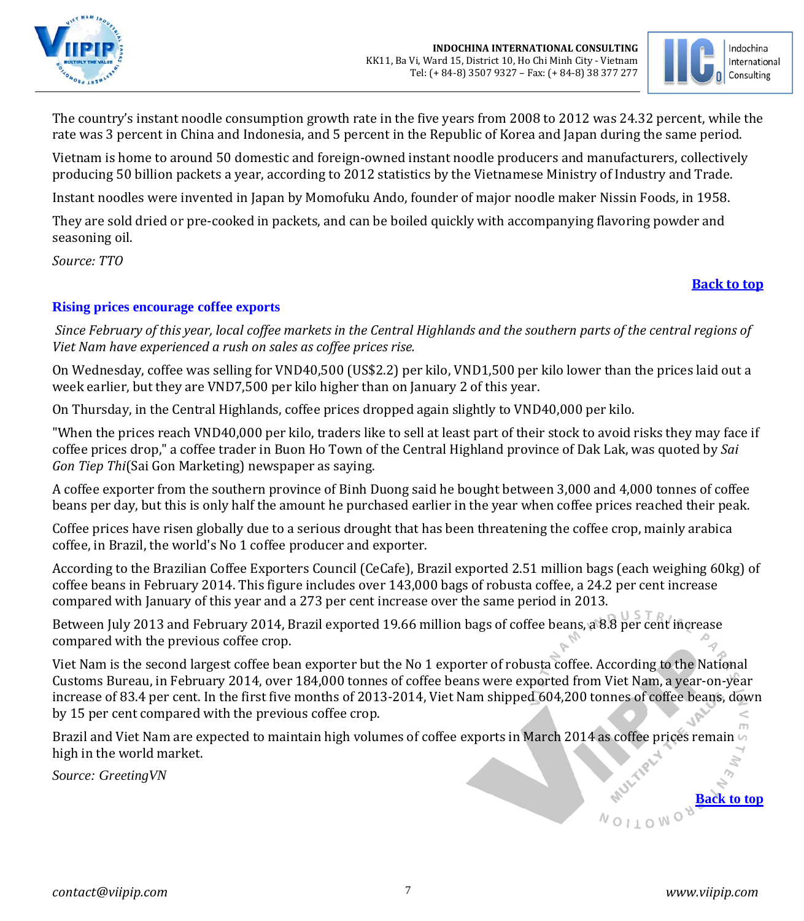The country's instant noodle consumption growth rate in the five years from 2008 to 2012 was 24.32 percent, while the rate was 3 percent in China and Indonesia, and 5 percent in the Republic of Korea and Japan during the same period.

Vietnam is home to around 50 domestic and foreign-owned instant noodle producers and manufacturers, collectively producing 50 billion packets a year, according to 2012 statistics by the Vietnamese Ministry of Industry and Trade.

Instant noodles were invented in Japan by Momofuku Ando, founder of major noodle maker Nissin Foods, in 1958.

They are sold dried or pre-cooked in packets, and can be boiled quickly with accompanying flavoring powder and seasoning oil.

*Source: TTO*

**Back to top**

## Rising prices encourage coffee exports

*Since February of this year, local coffee markets in the Central Highlands and the southern parts of the central regions of Viet Nam have experienced a rush on sales as coffee prices rise.*

On Wednesday, coffee was selling for VND40,500 (US$2.2) per kilo, VND1,500 per kilo lower than the prices laid out a week earlier, but they are VND7,500 per kilo higher than on January 2 of this year.

On Thursday, in the Central Highlands, coffee prices dropped again slightly to VND40,000 per kilo.

"When the prices reach VND40,000 per kilo, traders like to sell at least part of their stock to avoid risks they may face if coffee prices drop," a coffee trader in Buon Ho Town of the Central Highland province of Dak Lak, was quoted by *Sai Gon Tiep Thi*(Sai Gon Marketing) newspaper as saying.

A coffee exporter from the southern province of Binh Duong said he bought between 3,000 and 4,000 tonnes of coffee beans per day, but this is only half the amount he purchased earlier in the year when coffee prices reached their peak.

Coffee prices have risen globally due to a serious drought that has been threatening the coffee crop, mainly arabica coffee, in Brazil, the world's No 1 coffee producer and exporter.

According to the Brazilian Coffee Exporters Council (CeCafe), Brazil exported 2.51 million bags (each weighing 60kg) of coffee beans in February 2014. This figure includes over 143,000 bags of robusta coffee, a 24.2 per cent increase compared with January of this year and a 273 per cent increase over the same period in 2013.

Between July 2013 and February 2014, Brazil exported 19.66 million bags of coffee beans, a 8.8 per cent increase compared with the previous coffee crop.

Viet Nam is the second largest coffee bean exporter but the No 1 exporter of robusta coffee. According to the National Customs Bureau, in February 2014, over 184,000 tonnes of coffee beans were exported from Viet Nam, a year-on-year increase of 83.4 per cent. In the first five months of 2013-2014, Viet Nam shipped 604,200 tonnes of coffee beans, down by 15 per cent compared with the previous coffee crop.

Brazil and Viet Nam are expected to maintain high volumes of coffee exports in March 2014 as coffee prices remain high in the world market.

*Source: GreetingVN*

**Back to top**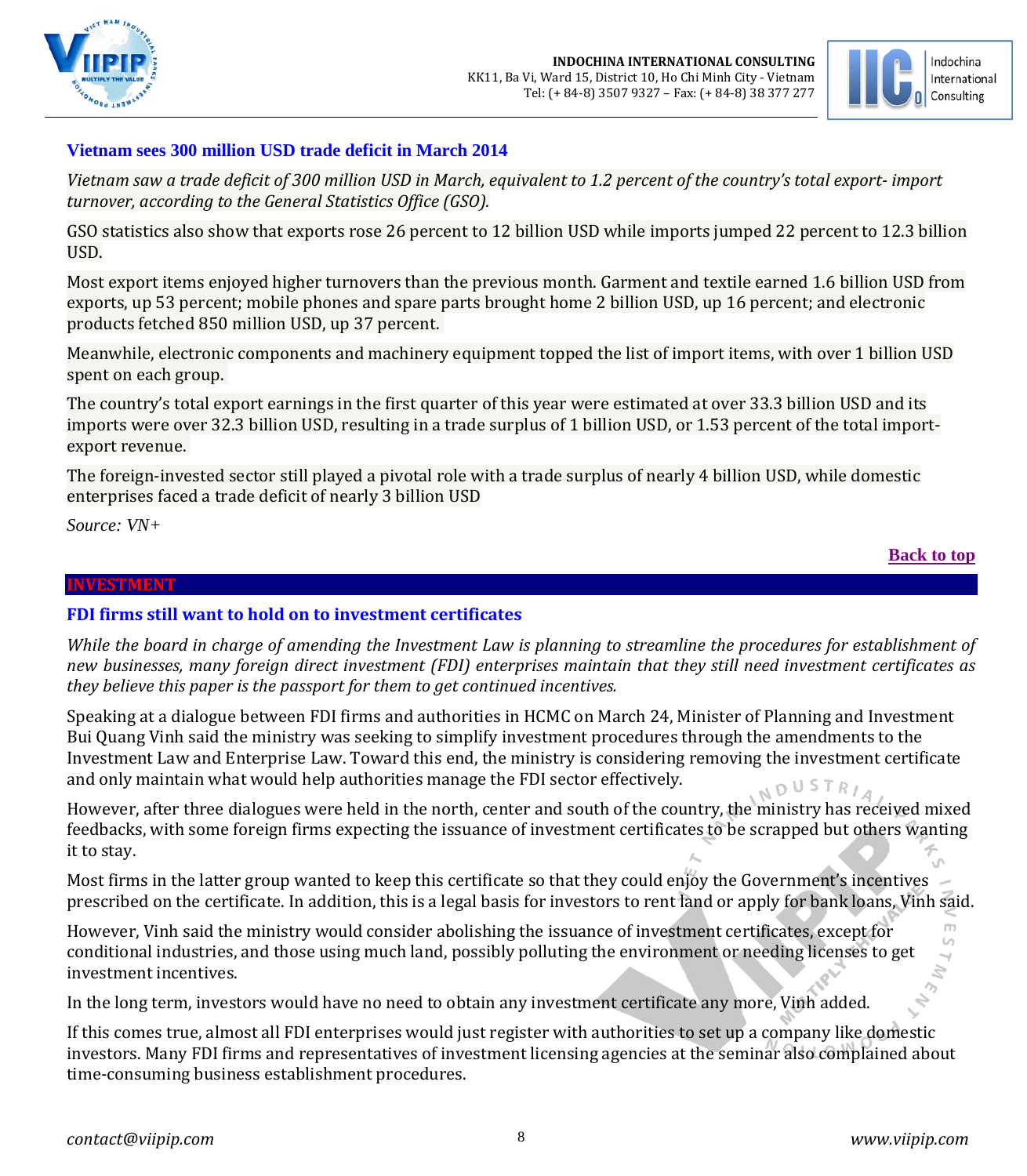### Vietnam sees 300 million USD trade deficit in March 2014

*Vietnam saw a trade deficit of 300 million USD in March, equivalent to 1.2 percent of the country's total export- import turnover, according to the General Statistics Office (GSO).*

GSO statistics also show that exports rose 26 percent to 12 billion USD while imports jumped 22 percent to 12.3 billion USD.

Most export items enjoyed higher turnovers than the previous month. Garment and textile earned 1.6 billion USD from exports, up 53 percent; mobile phones and spare parts brought home 2 billion USD, up 16 percent; and electronic products fetched 850 million USD, up 37 percent.

Meanwhile, electronic components and machinery equipment topped the list of import items, with over 1 billion USD spent on each group.

The country's total export earnings in the first quarter of this year were estimated at over 33.3 billion USD and its imports were over 32.3 billion USD, resulting in a trade surplus of 1 billion USD, or 1.53 percent of the total import-export revenue.

The foreign-invested sector still played a pivotal role with a trade surplus of nearly 4 billion USD, while domestic enterprises faced a trade deficit of nearly 3 billion USD

*Source: VN+*

**Back to top**

## INVESTMENT

### FDI firms still want to hold on to investment certificates

*While the board in charge of amending the Investment Law is planning to streamline the procedures for establishment of new businesses, many foreign direct investment (FDI) enterprises maintain that they still need investment certificates as they believe this paper is the passport for them to get continued incentives.*

Speaking at a dialogue between FDI firms and authorities in HCMC on March 24, Minister of Planning and Investment Bui Quang Vinh said the ministry was seeking to simplify investment procedures through the amendments to the Investment Law and Enterprise Law. Toward this end, the ministry is considering removing the investment certificate and only maintain what would help authorities manage the FDI sector effectively.

However, after three dialogues were held in the north, center and south of the country, the ministry has received mixed feedbacks, with some foreign firms expecting the issuance of investment certificates to be scrapped but others wanting it to stay.

Most firms in the latter group wanted to keep this certificate so that they could enjoy the Government's incentives prescribed on the certificate. In addition, this is a legal basis for investors to rent land or apply for bank loans, Vinh said.

However, Vinh said the ministry would consider abolishing the issuance of investment certificates, except for conditional industries, and those using much land, possibly polluting the environment or needing licenses to get investment incentives.

In the long term, investors would have no need to obtain any investment certificate any more, Vinh added.

If this comes true, almost all FDI enterprises would just register with authorities to set up a company like domestic investors. Many FDI firms and representatives of investment licensing agencies at the seminar also complained about time-consuming business establishment procedures.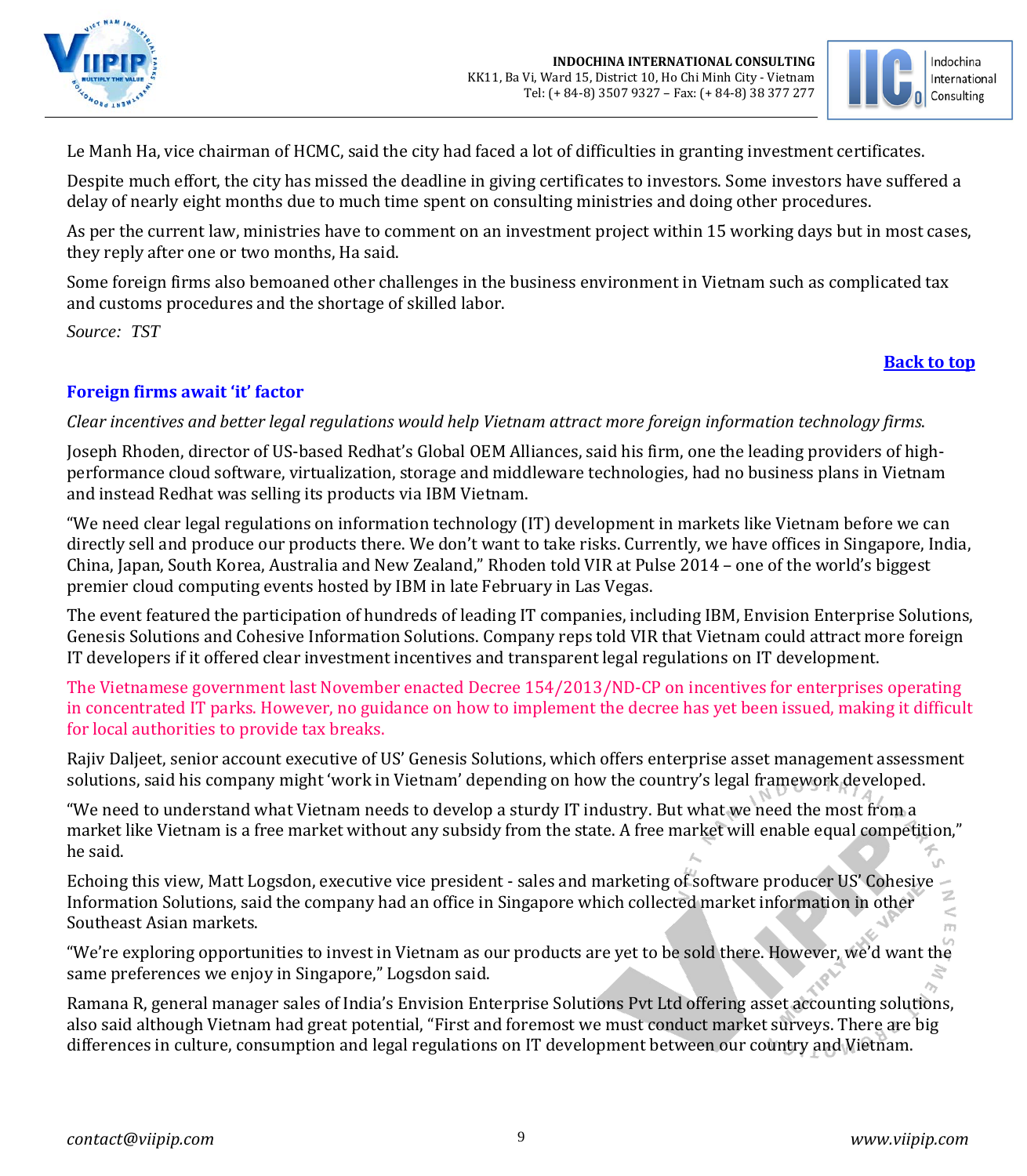Le Manh Ha, vice chairman of HCMC, said the city had faced a lot of difficulties in granting investment certificates.

Despite much effort, the city has missed the deadline in giving certificates to investors. Some investors have suffered a delay of nearly eight months due to much time spent on consulting ministries and doing other procedures.

As per the current law, ministries have to comment on an investment project within 15 working days but in most cases, they reply after one or two months, Ha said.

Some foreign firms also bemoaned other challenges in the business environment in Vietnam such as complicated tax and customs procedures and the shortage of skilled labor.

*Source: TST*

Back to top

## Foreign firms await 'it' factor

*Clear incentives and better legal regulations would help Vietnam attract more foreign information technology firms.*

Joseph Rhoden, director of US-based Redhat's Global OEM Alliances, said his firm, one the leading providers of high-performance cloud software, virtualization, storage and middleware technologies, had no business plans in Vietnam and instead Redhat was selling its products via IBM Vietnam.

"We need clear legal regulations on information technology (IT) development in markets like Vietnam before we can directly sell and produce our products there. We don't want to take risks. Currently, we have offices in Singapore, India, China, Japan, South Korea, Australia and New Zealand," Rhoden told VIR at Pulse 2014 – one of the world's biggest premier cloud computing events hosted by IBM in late February in Las Vegas.

The event featured the participation of hundreds of leading IT companies, including IBM, Envision Enterprise Solutions, Genesis Solutions and Cohesive Information Solutions. Company reps told VIR that Vietnam could attract more foreign IT developers if it offered clear investment incentives and transparent legal regulations on IT development.

The Vietnamese government last November enacted Decree 154/2013/ND-CP on incentives for enterprises operating in concentrated IT parks. However, no guidance on how to implement the decree has yet been issued, making it difficult for local authorities to provide tax breaks.

Rajiv Daljeet, senior account executive of US' Genesis Solutions, which offers enterprise asset management assessment solutions, said his company might 'work in Vietnam' depending on how the country's legal framework developed.

"We need to understand what Vietnam needs to develop a sturdy IT industry. But what we need the most from a market like Vietnam is a free market without any subsidy from the state. A free market will enable equal competition," he said.

Echoing this view, Matt Logsdon, executive vice president - sales and marketing of software producer US' Cohesive Information Solutions, said the company had an office in Singapore which collected market information in other Southeast Asian markets.

"We're exploring opportunities to invest in Vietnam as our products are yet to be sold there. However, we'd want the same preferences we enjoy in Singapore," Logsdon said.

Ramana R, general manager sales of India's Envision Enterprise Solutions Pvt Ltd offering asset accounting solutions, also said although Vietnam had great potential, "First and foremost we must conduct market surveys. There are big differences in culture, consumption and legal regulations on IT development between our country and Vietnam.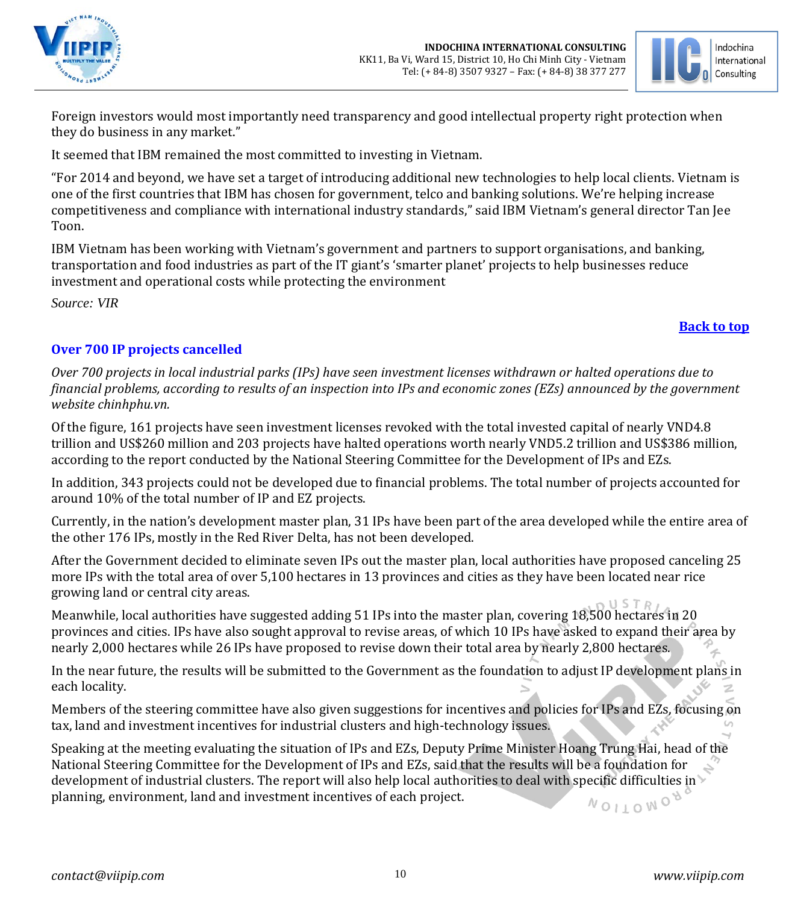Foreign investors would most importantly need transparency and good intellectual property right protection when they do business in any market."

It seemed that IBM remained the most committed to investing in Vietnam.

"For 2014 and beyond, we have set a target of introducing additional new technologies to help local clients. Vietnam is one of the first countries that IBM has chosen for government, telco and banking solutions. We're helping increase competitiveness and compliance with international industry standards," said IBM Vietnam's general director Tan Jee Toon.

IBM Vietnam has been working with Vietnam's government and partners to support organisations, and banking, transportation and food industries as part of the IT giant's 'smarter planet' projects to help businesses reduce investment and operational costs while protecting the environment

*Source: VIR*

**Back to top**

### Over 700 IP projects cancelled

*Over 700 projects in local industrial parks (IPs) have seen investment licenses withdrawn or halted operations due to financial problems, according to results of an inspection into IPs and economic zones (EZs) announced by the government website chinhphu.vn.*

Of the figure, 161 projects have seen investment licenses revoked with the total invested capital of nearly VND4.8 trillion and US$260 million and 203 projects have halted operations worth nearly VND5.2 trillion and US$386 million, according to the report conducted by the National Steering Committee for the Development of IPs and EZs.

In addition, 343 projects could not be developed due to financial problems. The total number of projects accounted for around 10% of the total number of IP and EZ projects.

Currently, in the nation's development master plan, 31 IPs have been part of the area developed while the entire area of the other 176 IPs, mostly in the Red River Delta, has not been developed.

After the Government decided to eliminate seven IPs out the master plan, local authorities have proposed canceling 25 more IPs with the total area of over 5,100 hectares in 13 provinces and cities as they have been located near rice growing land or central city areas.

Meanwhile, local authorities have suggested adding 51 IPs into the master plan, covering 18,500 hectares in 20 provinces and cities. IPs have also sought approval to revise areas, of which 10 IPs have asked to expand their area by nearly 2,000 hectares while 26 IPs have proposed to revise down their total area by nearly 2,800 hectares.

In the near future, the results will be submitted to the Government as the foundation to adjust IP development plans in each locality.

Members of the steering committee have also given suggestions for incentives and policies for IPs and EZs, focusing on tax, land and investment incentives for industrial clusters and high-technology issues.

Speaking at the meeting evaluating the situation of IPs and EZs, Deputy Prime Minister Hoang Trung Hai, head of the National Steering Committee for the Development of IPs and EZs, said that the results will be a foundation for development of industrial clusters. The report will also help local authorities to deal with specific difficulties in planning, environment, land and investment incentives of each project.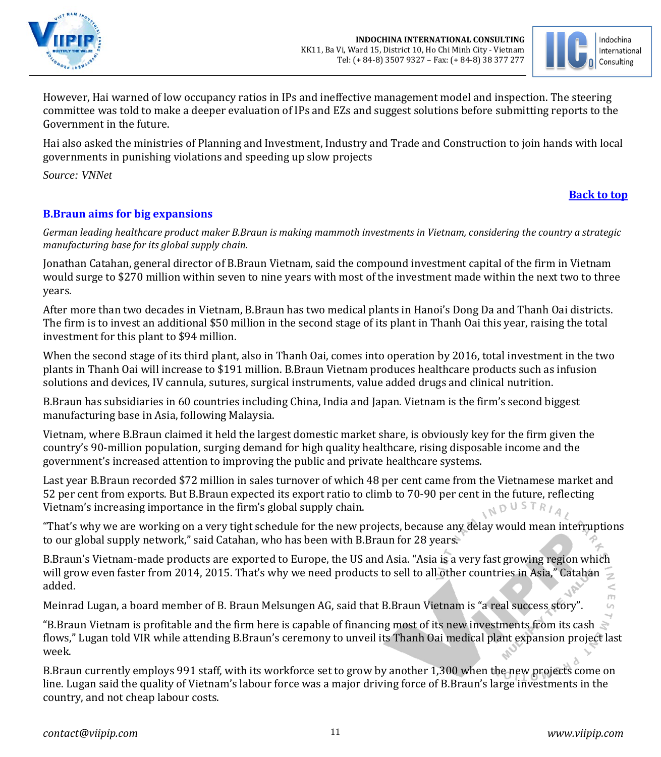However, Hai warned of low occupancy ratios in IPs and ineffective management model and inspection. The steering committee was told to make a deeper evaluation of IPs and EZs and suggest solutions before submitting reports to the Government in the future.

Hai also asked the ministries of Planning and Investment, Industry and Trade and Construction to join hands with local governments in punishing violations and speeding up slow projects

*Source: VNNet*

**Back to top**

## B.Braun aims for big expansions

*German leading healthcare product maker B.Braun is making mammoth investments in Vietnam, considering the country a strategic manufacturing base for its global supply chain.*

Jonathan Catahan, general director of B.Braun Vietnam, said the compound investment capital of the firm in Vietnam would surge to $270 million within seven to nine years with most of the investment made within the next two to three years.

After more than two decades in Vietnam, B.Braun has two medical plants in Hanoi's Dong Da and Thanh Oai districts. The firm is to invest an additional $50 million in the second stage of its plant in Thanh Oai this year, raising the total investment for this plant to $94 million.

When the second stage of its third plant, also in Thanh Oai, comes into operation by 2016, total investment in the two plants in Thanh Oai will increase to $191 million. B.Braun Vietnam produces healthcare products such as infusion solutions and devices, IV cannula, sutures, surgical instruments, value added drugs and clinical nutrition.

B.Braun has subsidiaries in 60 countries including China, India and Japan. Vietnam is the firm's second biggest manufacturing base in Asia, following Malaysia.

Vietnam, where B.Braun claimed it held the largest domestic market share, is obviously key for the firm given the country's 90-million population, surging demand for high quality healthcare, rising disposable income and the government's increased attention to improving the public and private healthcare systems.

Last year B.Braun recorded $72 million in sales turnover of which 48 per cent came from the Vietnamese market and 52 per cent from exports. But B.Braun expected its export ratio to climb to 70-90 per cent in the future, reflecting Vietnam's increasing importance in the firm's global supply chain.

"That's why we are working on a very tight schedule for the new projects, because any delay would mean interruptions to our global supply network," said Catahan, who has been with B.Braun for 28 years.

B.Braun's Vietnam-made products are exported to Europe, the US and Asia. "Asia is a very fast growing region which will grow even faster from 2014, 2015. That's why we need products to sell to all other countries in Asia," Catahan added.

Meinrad Lugan, a board member of B. Braun Melsungen AG, said that B.Braun Vietnam is "a real success story".

"B.Braun Vietnam is profitable and the firm here is capable of financing most of its new investments from its cash flows," Lugan told VIR while attending B.Braun's ceremony to unveil its Thanh Oai medical plant expansion project last week.

B.Braun currently employs 991 staff, with its workforce set to grow by another 1,300 when the new projects come on line. Lugan said the quality of Vietnam's labour force was a major driving force of B.Braun's large investments in the country, and not cheap labour costs.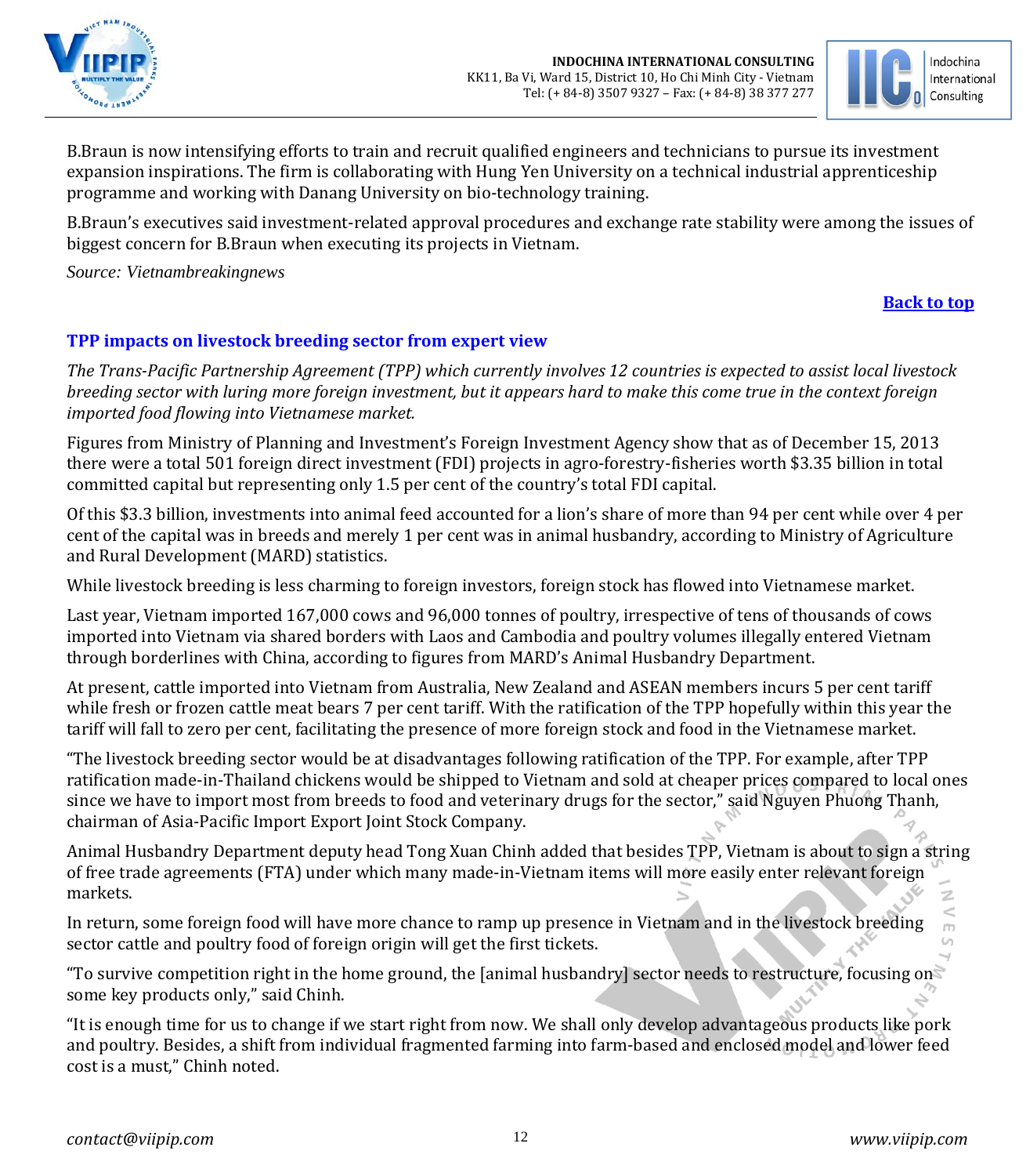B.Braun is now intensifying efforts to train and recruit qualified engineers and technicians to pursue its investment expansion inspirations. The firm is collaborating with Hung Yen University on a technical industrial apprenticeship programme and working with Danang University on bio-technology training.

B.Braun's executives said investment-related approval procedures and exchange rate stability were among the issues of biggest concern for B.Braun when executing its projects in Vietnam.

*Source: Vietnambreakingnews*

**Back to top**

## TPP impacts on livestock breeding sector from expert view

*The Trans-Pacific Partnership Agreement (TPP) which currently involves 12 countries is expected to assist local livestock breeding sector with luring more foreign investment, but it appears hard to make this come true in the context foreign imported food flowing into Vietnamese market.*

Figures from Ministry of Planning and Investment's Foreign Investment Agency show that as of December 15, 2013 there were a total 501 foreign direct investment (FDI) projects in agro-forestry-fisheries worth $3.35 billion in total committed capital but representing only 1.5 per cent of the country's total FDI capital.

Of this $3.3 billion, investments into animal feed accounted for a lion's share of more than 94 per cent while over 4 per cent of the capital was in breeds and merely 1 per cent was in animal husbandry, according to Ministry of Agriculture and Rural Development (MARD) statistics.

While livestock breeding is less charming to foreign investors, foreign stock has flowed into Vietnamese market.

Last year, Vietnam imported 167,000 cows and 96,000 tonnes of poultry, irrespective of tens of thousands of cows imported into Vietnam via shared borders with Laos and Cambodia and poultry volumes illegally entered Vietnam through borderlines with China, according to figures from MARD's Animal Husbandry Department.

At present, cattle imported into Vietnam from Australia, New Zealand and ASEAN members incurs 5 per cent tariff while fresh or frozen cattle meat bears 7 per cent tariff. With the ratification of the TPP hopefully within this year the tariff will fall to zero per cent, facilitating the presence of more foreign stock and food in the Vietnamese market.

"The livestock breeding sector would be at disadvantages following ratification of the TPP. For example, after TPP ratification made-in-Thailand chickens would be shipped to Vietnam and sold at cheaper prices compared to local ones since we have to import most from breeds to food and veterinary drugs for the sector," said Nguyen Phuong Thanh, chairman of Asia-Pacific Import Export Joint Stock Company.

Animal Husbandry Department deputy head Tong Xuan Chinh added that besides TPP, Vietnam is about to sign a string of free trade agreements (FTA) under which many made-in-Vietnam items will more easily enter relevant foreign markets.

In return, some foreign food will have more chance to ramp up presence in Vietnam and in the livestock breeding sector cattle and poultry food of foreign origin will get the first tickets.

"To survive competition right in the home ground, the [animal husbandry] sector needs to restructure, focusing on some key products only," said Chinh.

"It is enough time for us to change if we start right from now. We shall only develop advantageous products like pork and poultry. Besides, a shift from individual fragmented farming into farm-based and enclosed model and lower feed cost is a must," Chinh noted.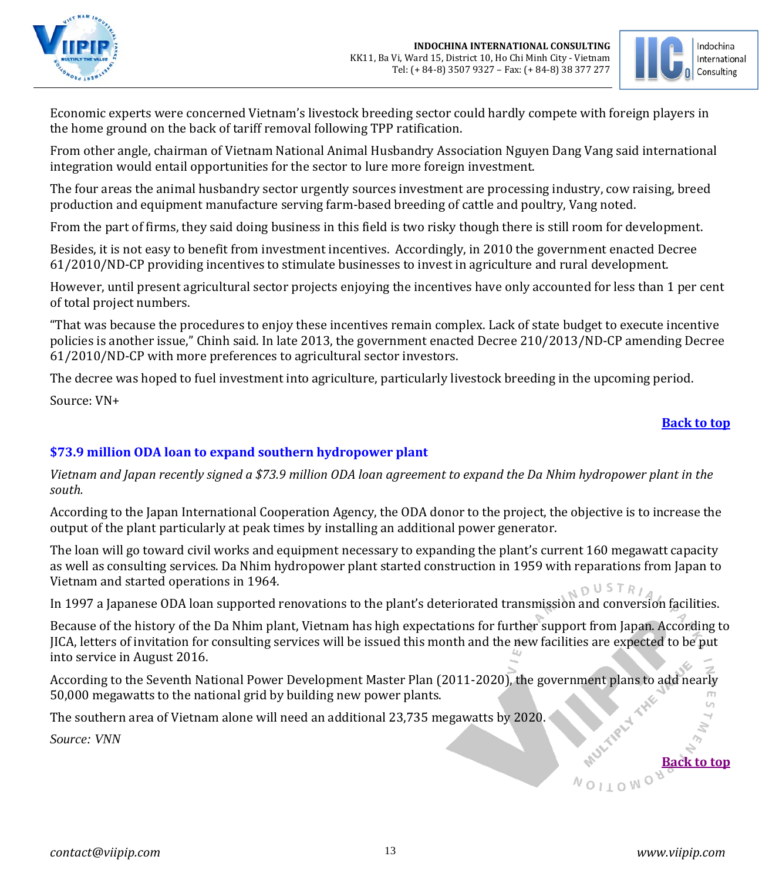Economic experts were concerned Vietnam's livestock breeding sector could hardly compete with foreign players in the home ground on the back of tariff removal following TPP ratification.

From other angle, chairman of Vietnam National Animal Husbandry Association Nguyen Dang Vang said international integration would entail opportunities for the sector to lure more foreign investment.

The four areas the animal husbandry sector urgently sources investment are processing industry, cow raising, breed production and equipment manufacture serving farm-based breeding of cattle and poultry, Vang noted.

From the part of firms, they said doing business in this field is two risky though there is still room for development.

Besides, it is not easy to benefit from investment incentives. Accordingly, in 2010 the government enacted Decree 61/2010/ND-CP providing incentives to stimulate businesses to invest in agriculture and rural development.

However, until present agricultural sector projects enjoying the incentives have only accounted for less than 1 per cent of total project numbers.

"That was because the procedures to enjoy these incentives remain complex. Lack of state budget to execute incentive policies is another issue," Chinh said. In late 2013, the government enacted Decree 210/2013/ND-CP amending Decree 61/2010/ND-CP with more preferences to agricultural sector investors.

The decree was hoped to fuel investment into agriculture, particularly livestock breeding in the upcoming period.

Source: VN+

**Back to top**

## $73.9 million ODA loan to expand southern hydropower plant

*Vietnam and Japan recently signed a $73.9 million ODA loan agreement to expand the Da Nhim hydropower plant in the south.*

According to the Japan International Cooperation Agency, the ODA donor to the project, the objective is to increase the output of the plant particularly at peak times by installing an additional power generator.

The loan will go toward civil works and equipment necessary to expanding the plant's current 160 megawatt capacity as well as consulting services. Da Nhim hydropower plant started construction in 1959 with reparations from Japan to Vietnam and started operations in 1964.

In 1997 a Japanese ODA loan supported renovations to the plant's deteriorated transmission and conversion facilities.

Because of the history of the Da Nhim plant, Vietnam has high expectations for further support from Japan. According to JICA, letters of invitation for consulting services will be issued this month and the new facilities are expected to be put into service in August 2016.

According to the Seventh National Power Development Master Plan (2011-2020), the government plans to add nearly 50,000 megawatts to the national grid by building new power plants.

The southern area of Vietnam alone will need an additional 23,735 megawatts by 2020.

*Source: VNN*

**Back to top**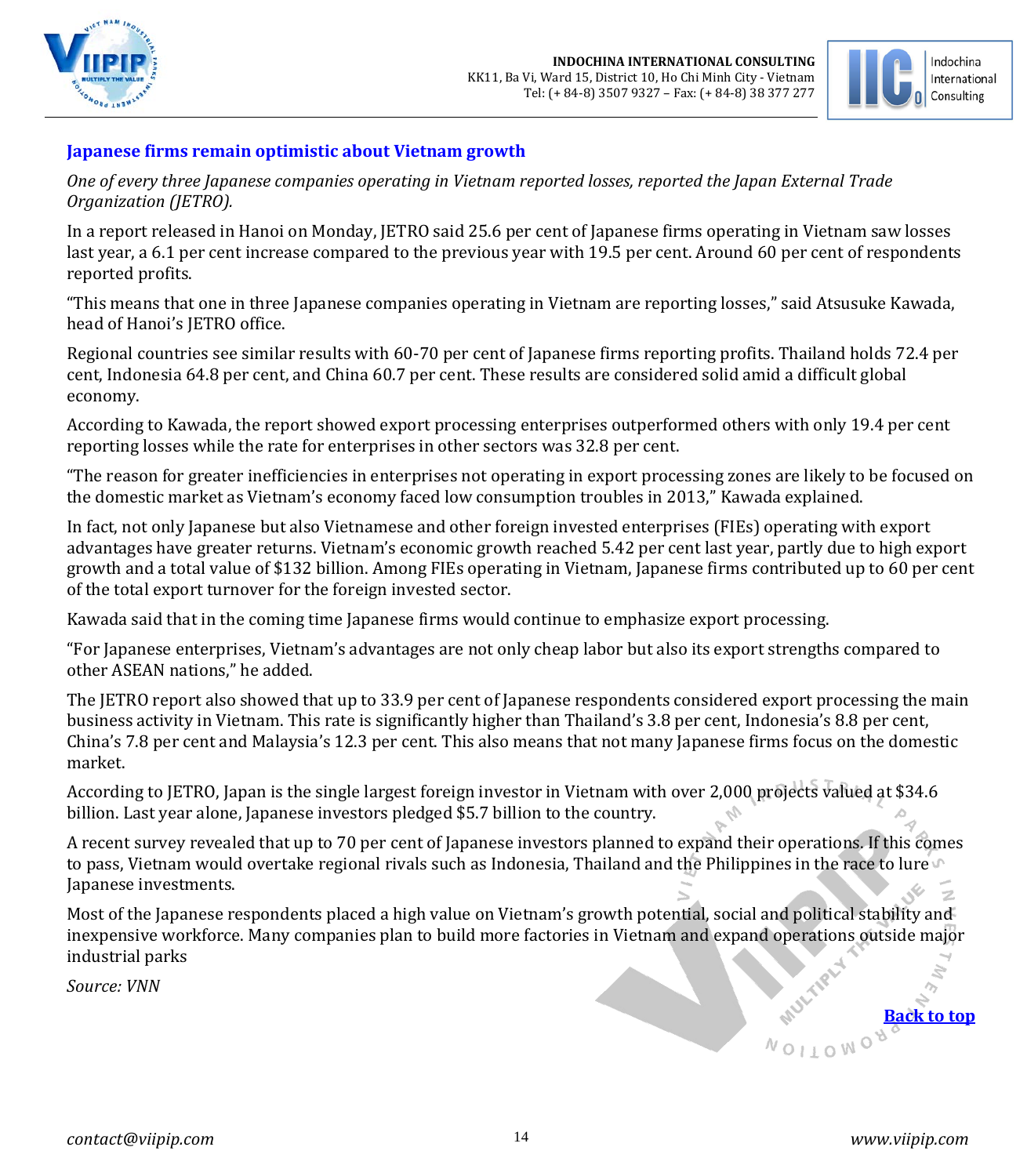## Japanese firms remain optimistic about Vietnam growth

*One of every three Japanese companies operating in Vietnam reported losses, reported the Japan External Trade Organization (JETRO).*

In a report released in Hanoi on Monday, JETRO said 25.6 per cent of Japanese firms operating in Vietnam saw losses last year, a 6.1 per cent increase compared to the previous year with 19.5 per cent. Around 60 per cent of respondents reported profits.

"This means that one in three Japanese companies operating in Vietnam are reporting losses," said Atsusuke Kawada, head of Hanoi's JETRO office.

Regional countries see similar results with 60-70 per cent of Japanese firms reporting profits. Thailand holds 72.4 per cent, Indonesia 64.8 per cent, and China 60.7 per cent. These results are considered solid amid a difficult global economy.

According to Kawada, the report showed export processing enterprises outperformed others with only 19.4 per cent reporting losses while the rate for enterprises in other sectors was 32.8 per cent.

"The reason for greater inefficiencies in enterprises not operating in export processing zones are likely to be focused on the domestic market as Vietnam's economy faced low consumption troubles in 2013," Kawada explained.

In fact, not only Japanese but also Vietnamese and other foreign invested enterprises (FIEs) operating with export advantages have greater returns. Vietnam's economic growth reached 5.42 per cent last year, partly due to high export growth and a total value of $132 billion. Among FIEs operating in Vietnam, Japanese firms contributed up to 60 per cent of the total export turnover for the foreign invested sector.

Kawada said that in the coming time Japanese firms would continue to emphasize export processing.

"For Japanese enterprises, Vietnam's advantages are not only cheap labor but also its export strengths compared to other ASEAN nations," he added.

The JETRO report also showed that up to 33.9 per cent of Japanese respondents considered export processing the main business activity in Vietnam. This rate is significantly higher than Thailand's 3.8 per cent, Indonesia's 8.8 per cent, China's 7.8 per cent and Malaysia's 12.3 per cent. This also means that not many Japanese firms focus on the domestic market.

According to JETRO, Japan is the single largest foreign investor in Vietnam with over 2,000 projects valued at $34.6 billion. Last year alone, Japanese investors pledged $5.7 billion to the country.

A recent survey revealed that up to 70 per cent of Japanese investors planned to expand their operations. If this comes to pass, Vietnam would overtake regional rivals such as Indonesia, Thailand and the Philippines in the race to lure Japanese investments.

Most of the Japanese respondents placed a high value on Vietnam's growth potential, social and political stability and inexpensive workforce. Many companies plan to build more factories in Vietnam and expand operations outside major industrial parks

*Source: VNN*

Back to top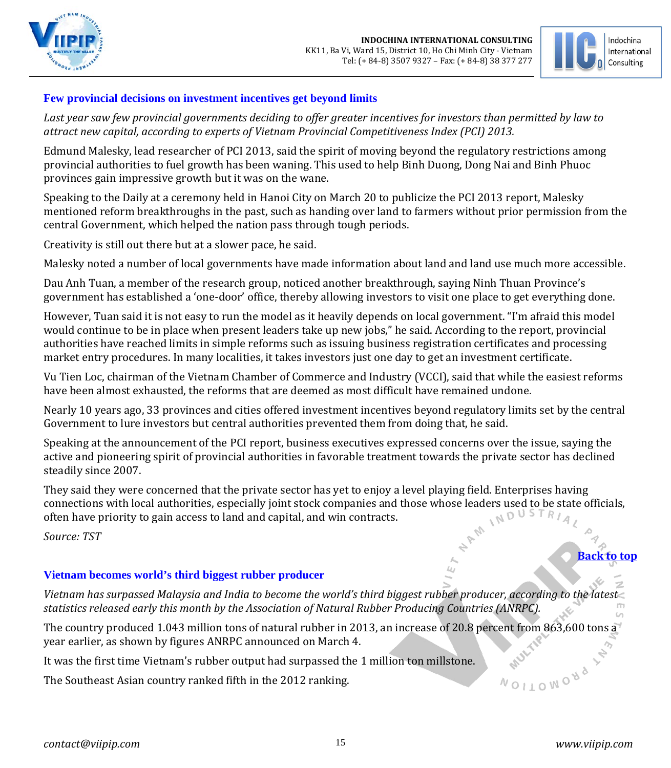## Few provincial decisions on investment incentives get beyond limits

*Last year saw few provincial governments deciding to offer greater incentives for investors than permitted by law to attract new capital, according to experts of Vietnam Provincial Competitiveness Index (PCI) 2013.*

Edmund Malesky, lead researcher of PCI 2013, said the spirit of moving beyond the regulatory restrictions among provincial authorities to fuel growth has been waning. This used to help Binh Duong, Dong Nai and Binh Phuoc provinces gain impressive growth but it was on the wane.

Speaking to the Daily at a ceremony held in Hanoi City on March 20 to publicize the PCI 2013 report, Malesky mentioned reform breakthroughs in the past, such as handing over land to farmers without prior permission from the central Government, which helped the nation pass through tough periods.

Creativity is still out there but at a slower pace, he said.

Malesky noted a number of local governments have made information about land and land use much more accessible.

Dau Anh Tuan, a member of the research group, noticed another breakthrough, saying Ninh Thuan Province's government has established a 'one-door' office, thereby allowing investors to visit one place to get everything done.

However, Tuan said it is not easy to run the model as it heavily depends on local government. "I'm afraid this model would continue to be in place when present leaders take up new jobs," he said. According to the report, provincial authorities have reached limits in simple reforms such as issuing business registration certificates and processing market entry procedures. In many localities, it takes investors just one day to get an investment certificate.

Vu Tien Loc, chairman of the Vietnam Chamber of Commerce and Industry (VCCI), said that while the easiest reforms have been almost exhausted, the reforms that are deemed as most difficult have remained undone.

Nearly 10 years ago, 33 provinces and cities offered investment incentives beyond regulatory limits set by the central Government to lure investors but central authorities prevented them from doing that, he said.

Speaking at the announcement of the PCI report, business executives expressed concerns over the issue, saying the active and pioneering spirit of provincial authorities in favorable treatment towards the private sector has declined steadily since 2007.

They said they were concerned that the private sector has yet to enjoy a level playing field. Enterprises having connections with local authorities, especially joint stock companies and those whose leaders used to be state officials, often have priority to gain access to land and capital, and win contracts.

*Source: TST*

[Back to top]

## Vietnam becomes world's third biggest rubber producer

*Vietnam has surpassed Malaysia and India to become the world's third biggest rubber producer, according to the latest statistics released early this month by the Association of Natural Rubber Producing Countries (ANRPC).*

The country produced 1.043 million tons of natural rubber in 2013, an increase of 20.8 percent from 863,600 tons a year earlier, as shown by figures ANRPC announced on March 4.

It was the first time Vietnam's rubber output had surpassed the 1 million ton millstone.

The Southeast Asian country ranked fifth in the 2012 ranking.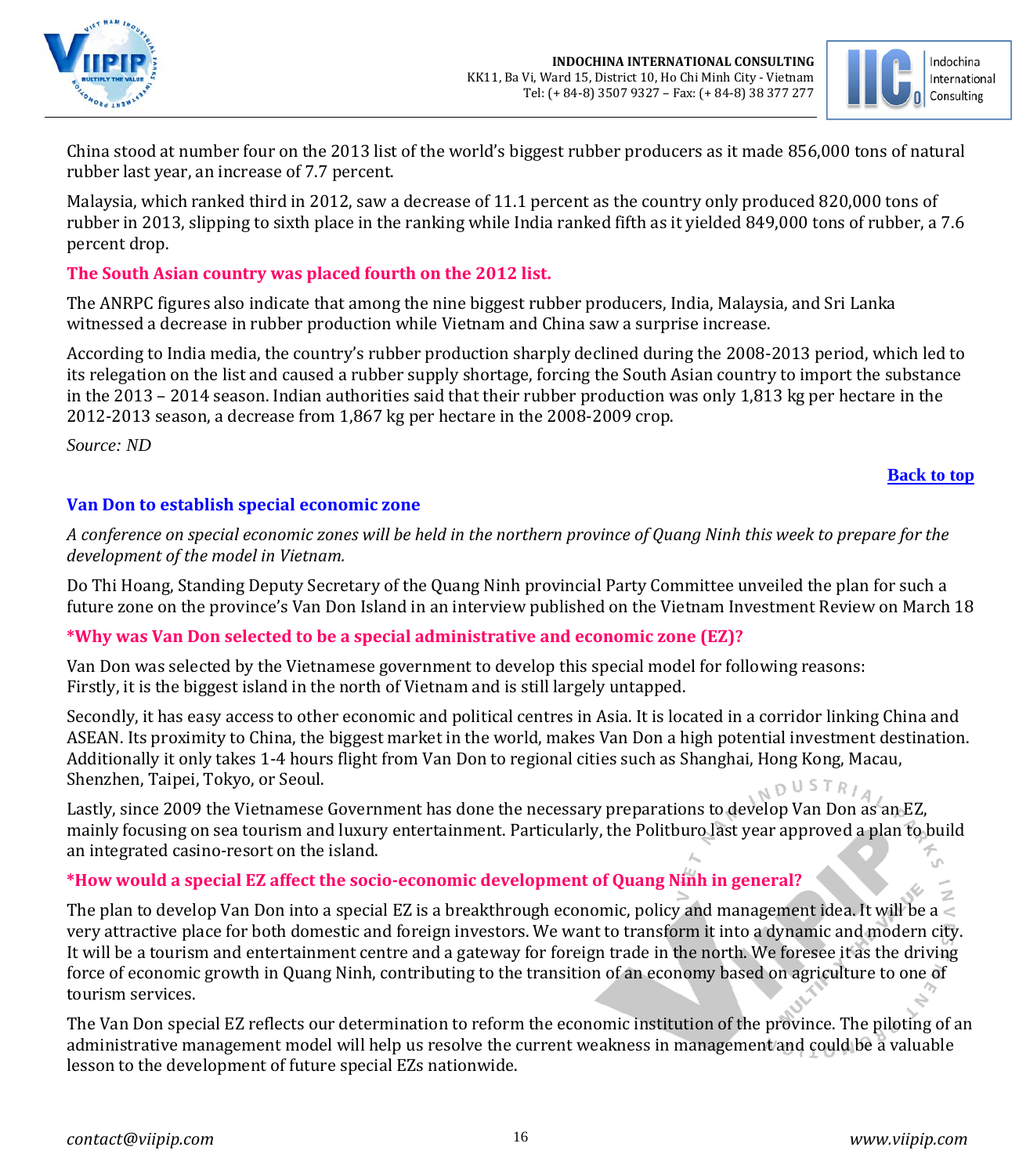China stood at number four on the 2013 list of the world's biggest rubber producers as it made 856,000 tons of natural rubber last year, an increase of 7.7 percent.

Malaysia, which ranked third in 2012, saw a decrease of 11.1 percent as the country only produced 820,000 tons of rubber in 2013, slipping to sixth place in the ranking while India ranked fifth as it yielded 849,000 tons of rubber, a 7.6 percent drop.

**The South Asian country was placed fourth on the 2012 list.**

The ANRPC figures also indicate that among the nine biggest rubber producers, India, Malaysia, and Sri Lanka witnessed a decrease in rubber production while Vietnam and China saw a surprise increase.

According to India media, the country's rubber production sharply declined during the 2008-2013 period, which led to its relegation on the list and caused a rubber supply shortage, forcing the South Asian country to import the substance in the 2013 – 2014 season. Indian authorities said that their rubber production was only 1,813 kg per hectare in the 2012-2013 season, a decrease from 1,867 kg per hectare in the 2008-2009 crop.

*Source: ND*

Back to top

## Van Don to establish special economic zone

*A conference on special economic zones will be held in the northern province of Quang Ninh this week to prepare for the development of the model in Vietnam.*

Do Thi Hoang, Standing Deputy Secretary of the Quang Ninh provincial Party Committee unveiled the plan for such a future zone on the province's Van Don Island in an interview published on the Vietnam Investment Review on March 18

**\*Why was Van Don selected to be a special administrative and economic zone (EZ)?**

Van Don was selected by the Vietnamese government to develop this special model for following reasons:
Firstly, it is the biggest island in the north of Vietnam and is still largely untapped.

Secondly, it has easy access to other economic and political centres in Asia. It is located in a corridor linking China and ASEAN. Its proximity to China, the biggest market in the world, makes Van Don a high potential investment destination. Additionally it only takes 1-4 hours flight from Van Don to regional cities such as Shanghai, Hong Kong, Macau, Shenzhen, Taipei, Tokyo, or Seoul.

Lastly, since 2009 the Vietnamese Government has done the necessary preparations to develop Van Don as an EZ, mainly focusing on sea tourism and luxury entertainment. Particularly, the Politburo last year approved a plan to build an integrated casino-resort on the island.

**\*How would a special EZ affect the socio-economic development of Quang Ninh in general?**

The plan to develop Van Don into a special EZ is a breakthrough economic, policy and management idea. It will be a very attractive place for both domestic and foreign investors. We want to transform it into a dynamic and modern city. It will be a tourism and entertainment centre and a gateway for foreign trade in the north. We foresee it as the driving force of economic growth in Quang Ninh, contributing to the transition of an economy based on agriculture to one of tourism services.

The Van Don special EZ reflects our determination to reform the economic institution of the province. The piloting of an administrative management model will help us resolve the current weakness in management and could be a valuable lesson to the development of future special EZs nationwide.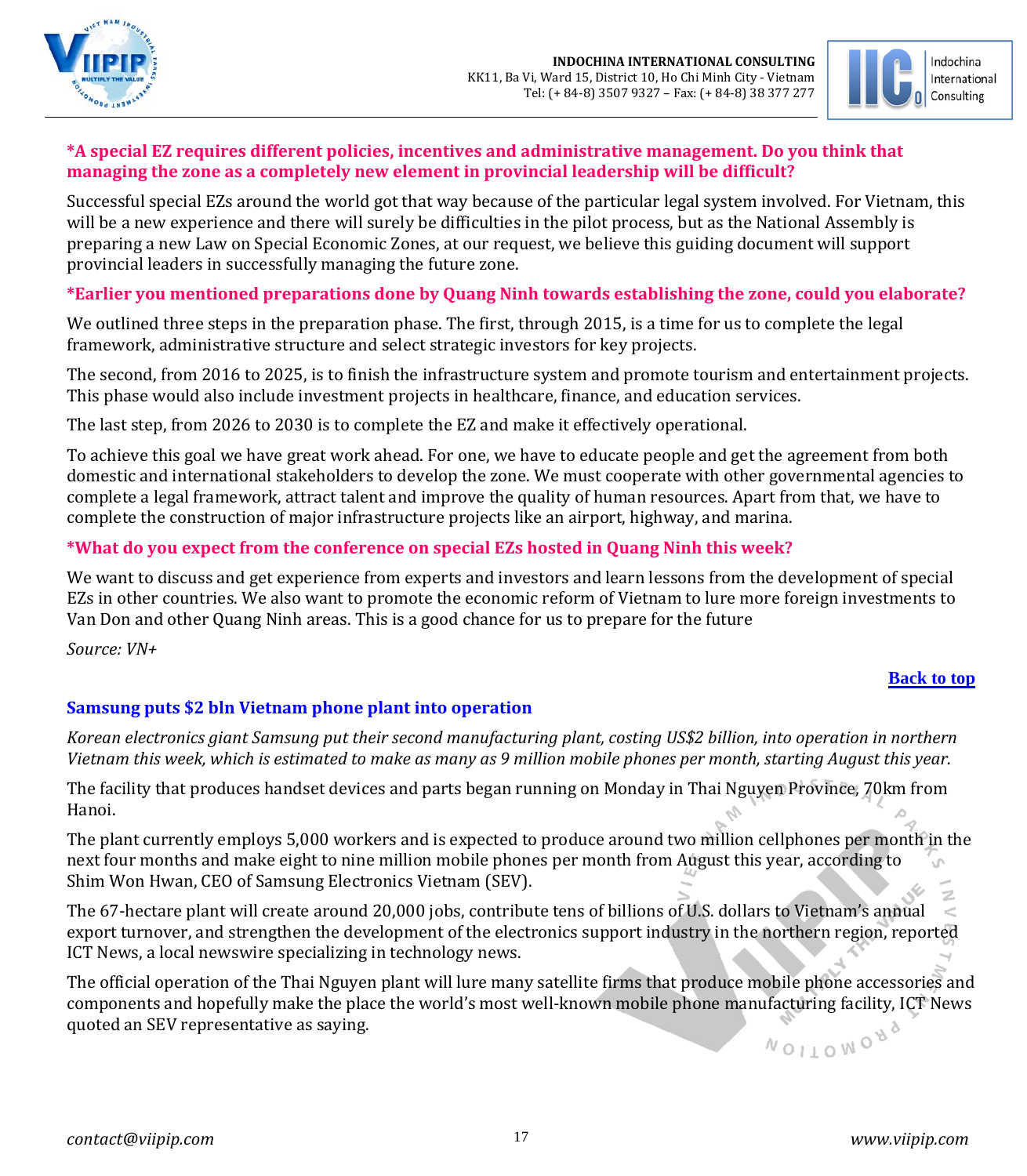**\*A special EZ requires different policies, incentives and administrative management. Do you think that managing the zone as a completely new element in provincial leadership will be difficult?**

Successful special EZs around the world got that way because of the particular legal system involved. For Vietnam, this will be a new experience and there will surely be difficulties in the pilot process, but as the National Assembly is preparing a new Law on Special Economic Zones, at our request, we believe this guiding document will support provincial leaders in successfully managing the future zone.

**\*Earlier you mentioned preparations done by Quang Ninh towards establishing the zone, could you elaborate?**

We outlined three steps in the preparation phase. The first, through 2015, is a time for us to complete the legal framework, administrative structure and select strategic investors for key projects.

The second, from 2016 to 2025, is to finish the infrastructure system and promote tourism and entertainment projects. This phase would also include investment projects in healthcare, finance, and education services.

The last step, from 2026 to 2030 is to complete the EZ and make it effectively operational.

To achieve this goal we have great work ahead. For one, we have to educate people and get the agreement from both domestic and international stakeholders to develop the zone. We must cooperate with other governmental agencies to complete a legal framework, attract talent and improve the quality of human resources. Apart from that, we have to complete the construction of major infrastructure projects like an airport, highway, and marina.

**\*What do you expect from the conference on special EZs hosted in Quang Ninh this week?**

We want to discuss and get experience from experts and investors and learn lessons from the development of special EZs in other countries. We also want to promote the economic reform of Vietnam to lure more foreign investments to Van Don and other Quang Ninh areas. This is a good chance for us to prepare for the future

*Source: VN+*

Back to top

## Samsung puts $2 bln Vietnam phone plant into operation

*Korean electronics giant Samsung put their second manufacturing plant, costing US$2 billion, into operation in northern Vietnam this week, which is estimated to make as many as 9 million mobile phones per month, starting August this year.*

The facility that produces handset devices and parts began running on Monday in Thai Nguyen Province, 70km from Hanoi.

The plant currently employs 5,000 workers and is expected to produce around two million cellphones per month in the next four months and make eight to nine million mobile phones per month from August this year, according to Shim Won Hwan, CEO of Samsung Electronics Vietnam (SEV).

The 67-hectare plant will create around 20,000 jobs, contribute tens of billions of U.S. dollars to Vietnam's annual export turnover, and strengthen the development of the electronics support industry in the northern region, reported ICT News, a local newswire specializing in technology news.

The official operation of the Thai Nguyen plant will lure many satellite firms that produce mobile phone accessories and components and hopefully make the place the world's most well-known mobile phone manufacturing facility, ICT News quoted an SEV representative as saying.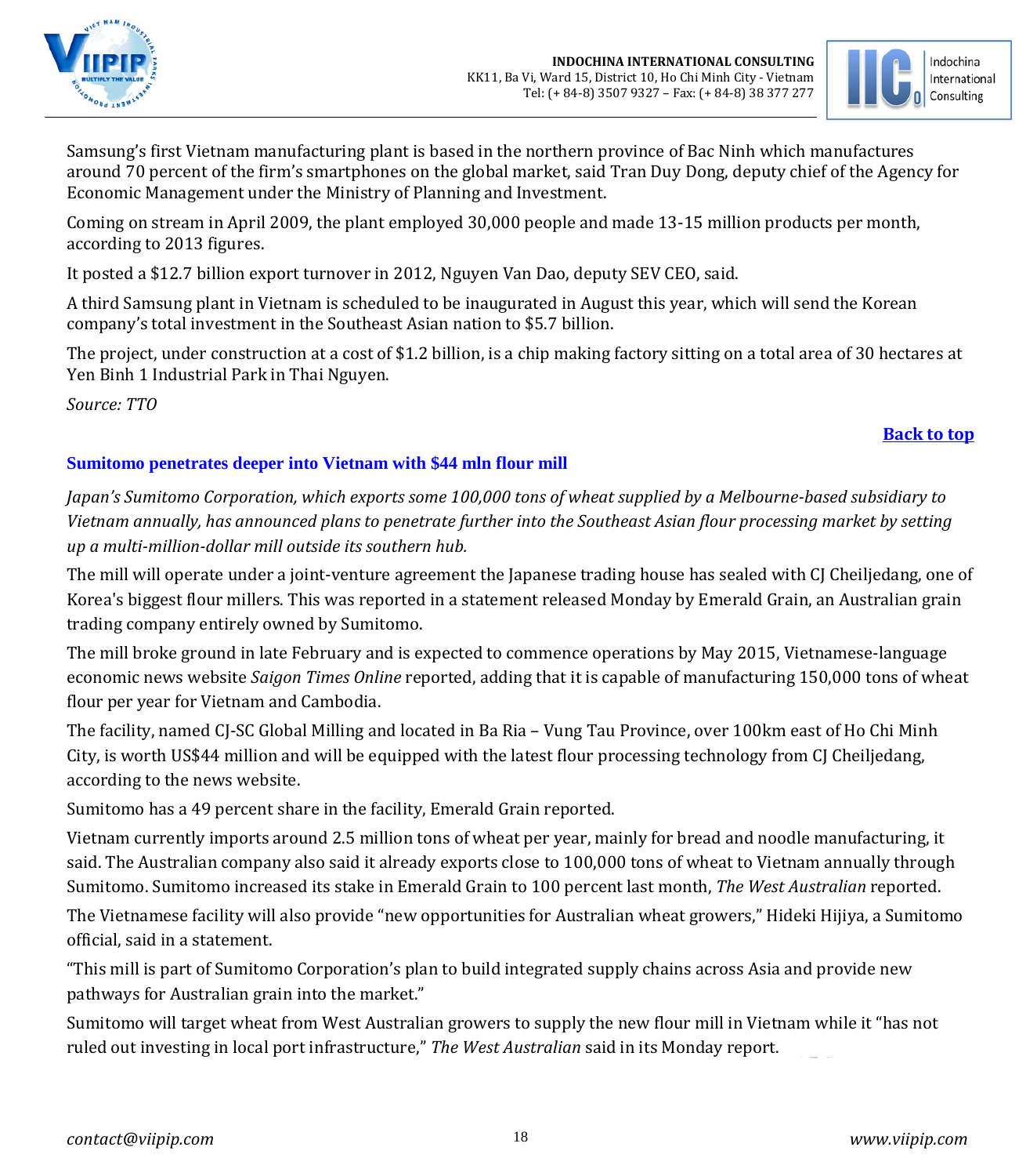Samsung's first Vietnam manufacturing plant is based in the northern province of Bac Ninh which manufactures around 70 percent of the firm's smartphones on the global market, said Tran Duy Dong, deputy chief of the Agency for Economic Management under the Ministry of Planning and Investment.

Coming on stream in April 2009, the plant employed 30,000 people and made 13-15 million products per month, according to 2013 figures.

It posted a $12.7 billion export turnover in 2012, Nguyen Van Dao, deputy SEV CEO, said.

A third Samsung plant in Vietnam is scheduled to be inaugurated in August this year, which will send the Korean company's total investment in the Southeast Asian nation to $5.7 billion.

The project, under construction at a cost of $1.2 billion, is a chip making factory sitting on a total area of 30 hectares at Yen Binh 1 Industrial Park in Thai Nguyen.

*Source: TTO*

**Back to top**

## Sumitomo penetrates deeper into Vietnam with $44 mln flour mill

*Japan's Sumitomo Corporation, which exports some 100,000 tons of wheat supplied by a Melbourne-based subsidiary to Vietnam annually, has announced plans to penetrate further into the Southeast Asian flour processing market by setting up a multi-million-dollar mill outside its southern hub.*

The mill will operate under a joint-venture agreement the Japanese trading house has sealed with CJ Cheiljedang, one of Korea's biggest flour millers. This was reported in a statement released Monday by Emerald Grain, an Australian grain trading company entirely owned by Sumitomo.

The mill broke ground in late February and is expected to commence operations by May 2015, Vietnamese-language economic news website *Saigon Times Online* reported, adding that it is capable of manufacturing 150,000 tons of wheat flour per year for Vietnam and Cambodia.

The facility, named CJ-SC Global Milling and located in Ba Ria – Vung Tau Province, over 100km east of Ho Chi Minh City, is worth US$44 million and will be equipped with the latest flour processing technology from CJ Cheiljedang, according to the news website.

Sumitomo has a 49 percent share in the facility, Emerald Grain reported.

Vietnam currently imports around 2.5 million tons of wheat per year, mainly for bread and noodle manufacturing, it said. The Australian company also said it already exports close to 100,000 tons of wheat to Vietnam annually through Sumitomo. Sumitomo increased its stake in Emerald Grain to 100 percent last month, *The West Australian* reported.

The Vietnamese facility will also provide "new opportunities for Australian wheat growers," Hideki Hijiya, a Sumitomo official, said in a statement.

"This mill is part of Sumitomo Corporation's plan to build integrated supply chains across Asia and provide new pathways for Australian grain into the market."

Sumitomo will target wheat from West Australian growers to supply the new flour mill in Vietnam while it "has not ruled out investing in local port infrastructure," *The West Australian* said in its Monday report.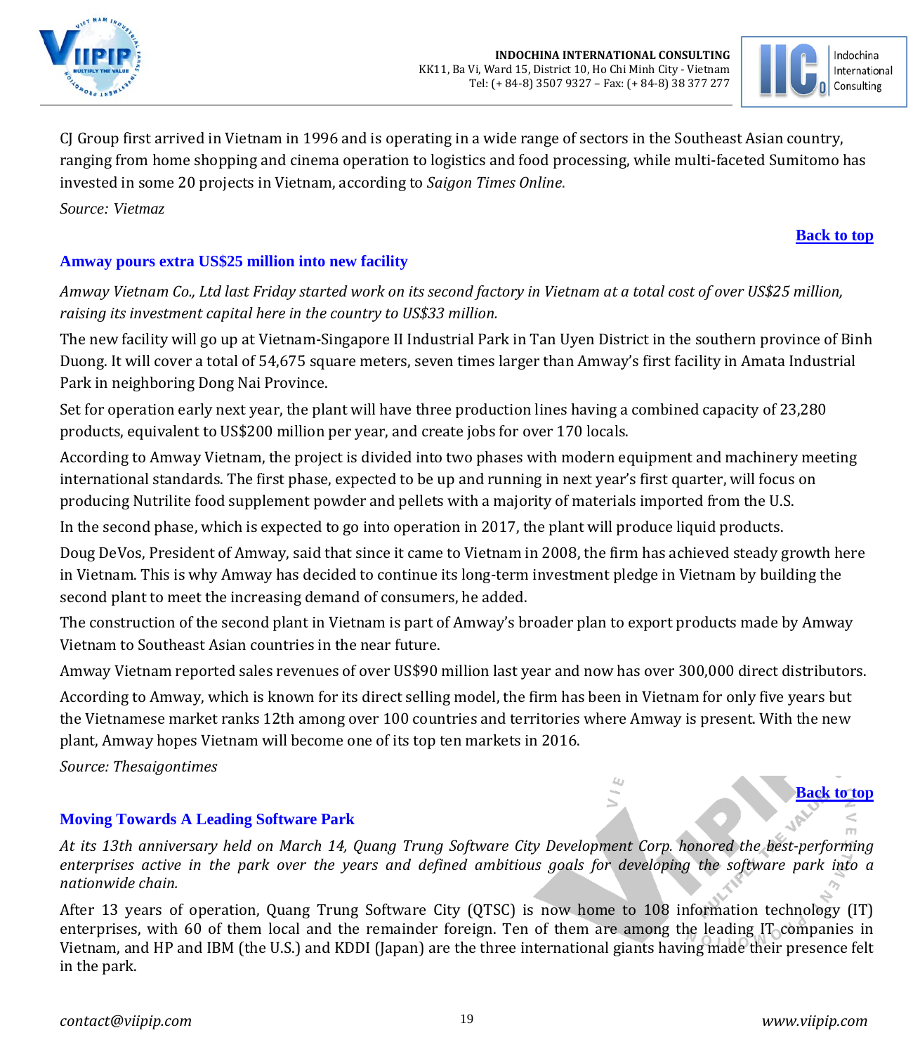CJ Group first arrived in Vietnam in 1996 and is operating in a wide range of sectors in the Southeast Asian country, ranging from home shopping and cinema operation to logistics and food processing, while multi-faceted Sumitomo has invested in some 20 projects in Vietnam, according to *Saigon Times Online*.

*Source: Vietmaz*

[Back to top]

## Amway pours extra US$25 million into new facility

*Amway Vietnam Co., Ltd last Friday started work on its second factory in Vietnam at a total cost of over US$25 million, raising its investment capital here in the country to US$33 million.*

The new facility will go up at Vietnam-Singapore II Industrial Park in Tan Uyen District in the southern province of Binh Duong. It will cover a total of 54,675 square meters, seven times larger than Amway's first facility in Amata Industrial Park in neighboring Dong Nai Province.

Set for operation early next year, the plant will have three production lines having a combined capacity of 23,280 products, equivalent to US$200 million per year, and create jobs for over 170 locals.

According to Amway Vietnam, the project is divided into two phases with modern equipment and machinery meeting international standards. The first phase, expected to be up and running in next year's first quarter, will focus on producing Nutrilite food supplement powder and pellets with a majority of materials imported from the U.S.

In the second phase, which is expected to go into operation in 2017, the plant will produce liquid products.

Doug DeVos, President of Amway, said that since it came to Vietnam in 2008, the firm has achieved steady growth here in Vietnam. This is why Amway has decided to continue its long-term investment pledge in Vietnam by building the second plant to meet the increasing demand of consumers, he added.

The construction of the second plant in Vietnam is part of Amway's broader plan to export products made by Amway Vietnam to Southeast Asian countries in the near future.

Amway Vietnam reported sales revenues of over US$90 million last year and now has over 300,000 direct distributors.

According to Amway, which is known for its direct selling model, the firm has been in Vietnam for only five years but the Vietnamese market ranks 12th among over 100 countries and territories where Amway is present. With the new plant, Amway hopes Vietnam will become one of its top ten markets in 2016.

*Source: Thesaigontimes*

[Back to top]

## Moving Towards A Leading Software Park

*At its 13th anniversary held on March 14, Quang Trung Software City Development Corp. honored the best-performing enterprises active in the park over the years and defined ambitious goals for developing the software park into a nationwide chain.*

After 13 years of operation, Quang Trung Software City (QTSC) is now home to 108 information technology (IT) enterprises, with 60 of them local and the remainder foreign. Ten of them are among the leading IT companies in Vietnam, and HP and IBM (the U.S.) and KDDI (Japan) are the three international giants having made their presence felt in the park.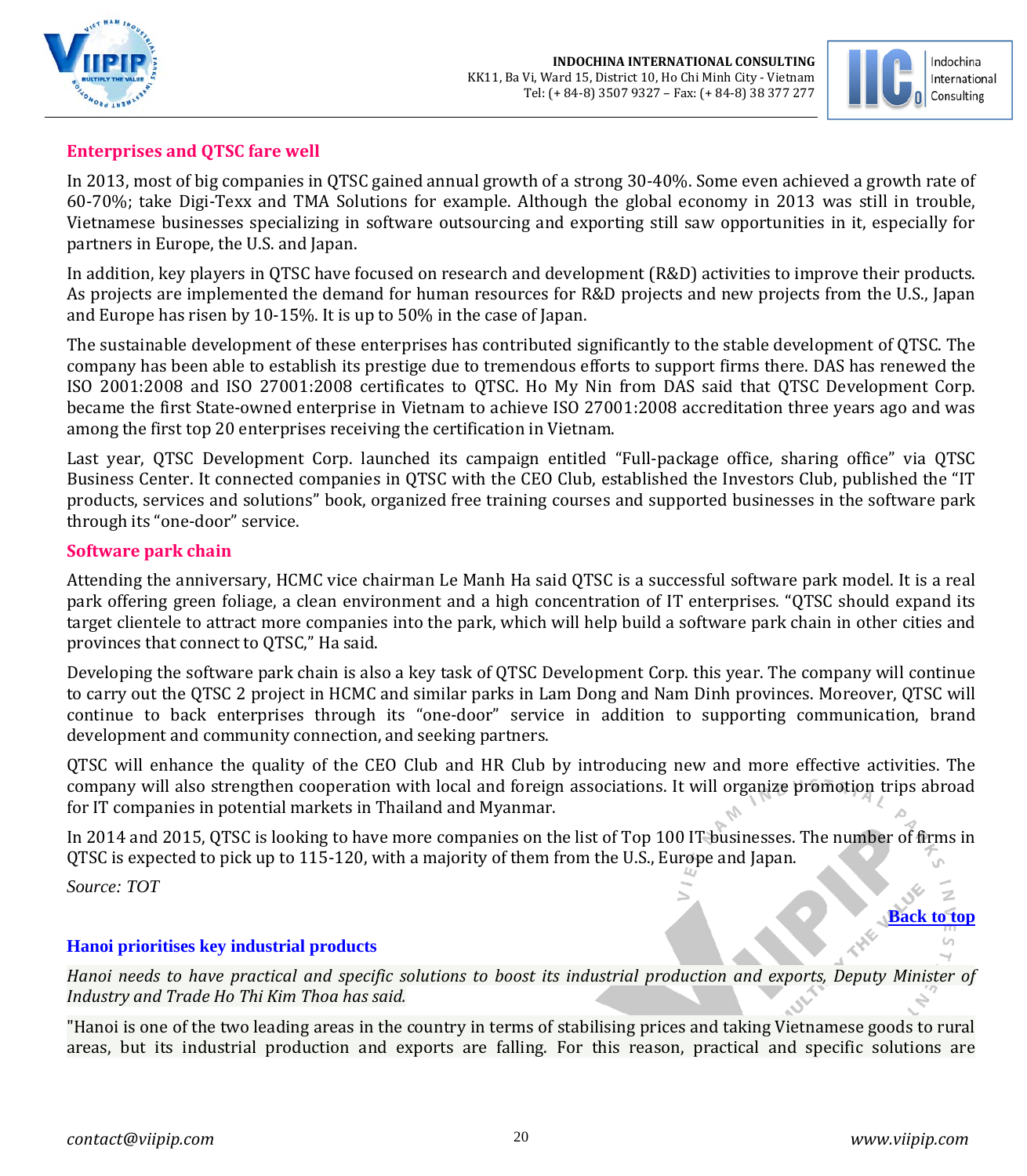## Enterprises and QTSC fare well

In 2013, most of big companies in QTSC gained annual growth of a strong 30-40%. Some even achieved a growth rate of 60-70%; take Digi-Texx and TMA Solutions for example. Although the global economy in 2013 was still in trouble, Vietnamese businesses specializing in software outsourcing and exporting still saw opportunities in it, especially for partners in Europe, the U.S. and Japan.

In addition, key players in QTSC have focused on research and development (R&D) activities to improve their products. As projects are implemented the demand for human resources for R&D projects and new projects from the U.S., Japan and Europe has risen by 10-15%. It is up to 50% in the case of Japan.

The sustainable development of these enterprises has contributed significantly to the stable development of QTSC. The company has been able to establish its prestige due to tremendous efforts to support firms there. DAS has renewed the ISO 2001:2008 and ISO 27001:2008 certificates to QTSC. Ho My Nin from DAS said that QTSC Development Corp. became the first State-owned enterprise in Vietnam to achieve ISO 27001:2008 accreditation three years ago and was among the first top 20 enterprises receiving the certification in Vietnam.

Last year, QTSC Development Corp. launched its campaign entitled "Full-package office, sharing office" via QTSC Business Center. It connected companies in QTSC with the CEO Club, established the Investors Club, published the "IT products, services and solutions" book, organized free training courses and supported businesses in the software park through its "one-door" service.

## Software park chain

Attending the anniversary, HCMC vice chairman Le Manh Ha said QTSC is a successful software park model. It is a real park offering green foliage, a clean environment and a high concentration of IT enterprises. "QTSC should expand its target clientele to attract more companies into the park, which will help build a software park chain in other cities and provinces that connect to QTSC," Ha said.

Developing the software park chain is also a key task of QTSC Development Corp. this year. The company will continue to carry out the QTSC 2 project in HCMC and similar parks in Lam Dong and Nam Dinh provinces. Moreover, QTSC will continue to back enterprises through its "one-door" service in addition to supporting communication, brand development and community connection, and seeking partners.

QTSC will enhance the quality of the CEO Club and HR Club by introducing new and more effective activities. The company will also strengthen cooperation with local and foreign associations. It will organize promotion trips abroad for IT companies in potential markets in Thailand and Myanmar.

In 2014 and 2015, QTSC is looking to have more companies on the list of Top 100 IT businesses. The number of firms in QTSC is expected to pick up to 115-120, with a majority of them from the U.S., Europe and Japan.

*Source: TOT*

**Back to top**

## Hanoi prioritises key industrial products

*Hanoi needs to have practical and specific solutions to boost its industrial production and exports, Deputy Minister of Industry and Trade Ho Thi Kim Thoa has said.*

"Hanoi is one of the two leading areas in the country in terms of stabilising prices and taking Vietnamese goods to rural areas, but its industrial production and exports are falling. For this reason, practical and specific solutions are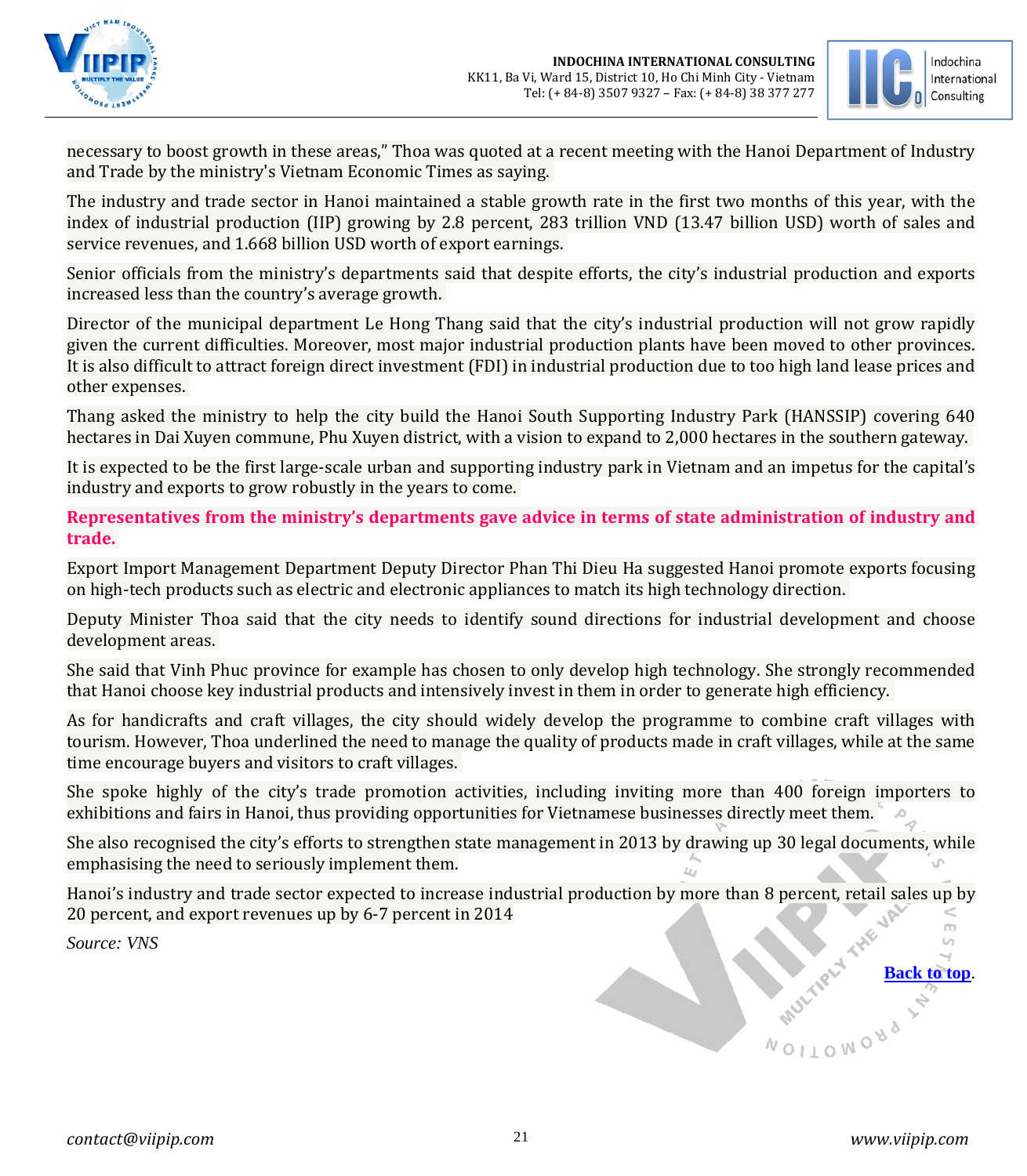necessary to boost growth in these areas," Thoa was quoted at a recent meeting with the Hanoi Department of Industry and Trade by the ministry's Vietnam Economic Times as saying.

The industry and trade sector in Hanoi maintained a stable growth rate in the first two months of this year, with the index of industrial production (IIP) growing by 2.8 percent, 283 trillion VND (13.47 billion USD) worth of sales and service revenues, and 1.668 billion USD worth of export earnings.

Senior officials from the ministry's departments said that despite efforts, the city's industrial production and exports increased less than the country's average growth.

Director of the municipal department Le Hong Thang said that the city's industrial production will not grow rapidly given the current difficulties. Moreover, most major industrial production plants have been moved to other provinces. It is also difficult to attract foreign direct investment (FDI) in industrial production due to too high land lease prices and other expenses.

Thang asked the ministry to help the city build the Hanoi South Supporting Industry Park (HANSSIP) covering 640 hectares in Dai Xuyen commune, Phu Xuyen district, with a vision to expand to 2,000 hectares in the southern gateway.

It is expected to be the first large-scale urban and supporting industry park in Vietnam and an impetus for the capital's industry and exports to grow robustly in the years to come.

**Representatives from the ministry's departments gave advice in terms of state administration of industry and trade.**

Export Import Management Department Deputy Director Phan Thi Dieu Ha suggested Hanoi promote exports focusing on high-tech products such as electric and electronic appliances to match its high technology direction.

Deputy Minister Thoa said that the city needs to identify sound directions for industrial development and choose development areas.

She said that Vinh Phuc province for example has chosen to only develop high technology. She strongly recommended that Hanoi choose key industrial products and intensively invest in them in order to generate high efficiency.

As for handicrafts and craft villages, the city should widely develop the programme to combine craft villages with tourism. However, Thoa underlined the need to manage the quality of products made in craft villages, while at the same time encourage buyers and visitors to craft villages.

She spoke highly of the city's trade promotion activities, including inviting more than 400 foreign importers to exhibitions and fairs in Hanoi, thus providing opportunities for Vietnamese businesses directly meet them.

She also recognised the city's efforts to strengthen state management in 2013 by drawing up 30 legal documents, while emphasising the need to seriously implement them.

Hanoi's industry and trade sector expected to increase industrial production by more than 8 percent, retail sales up by 20 percent, and export revenues up by 6-7 percent in 2014

*Source: VNS*

Back to top.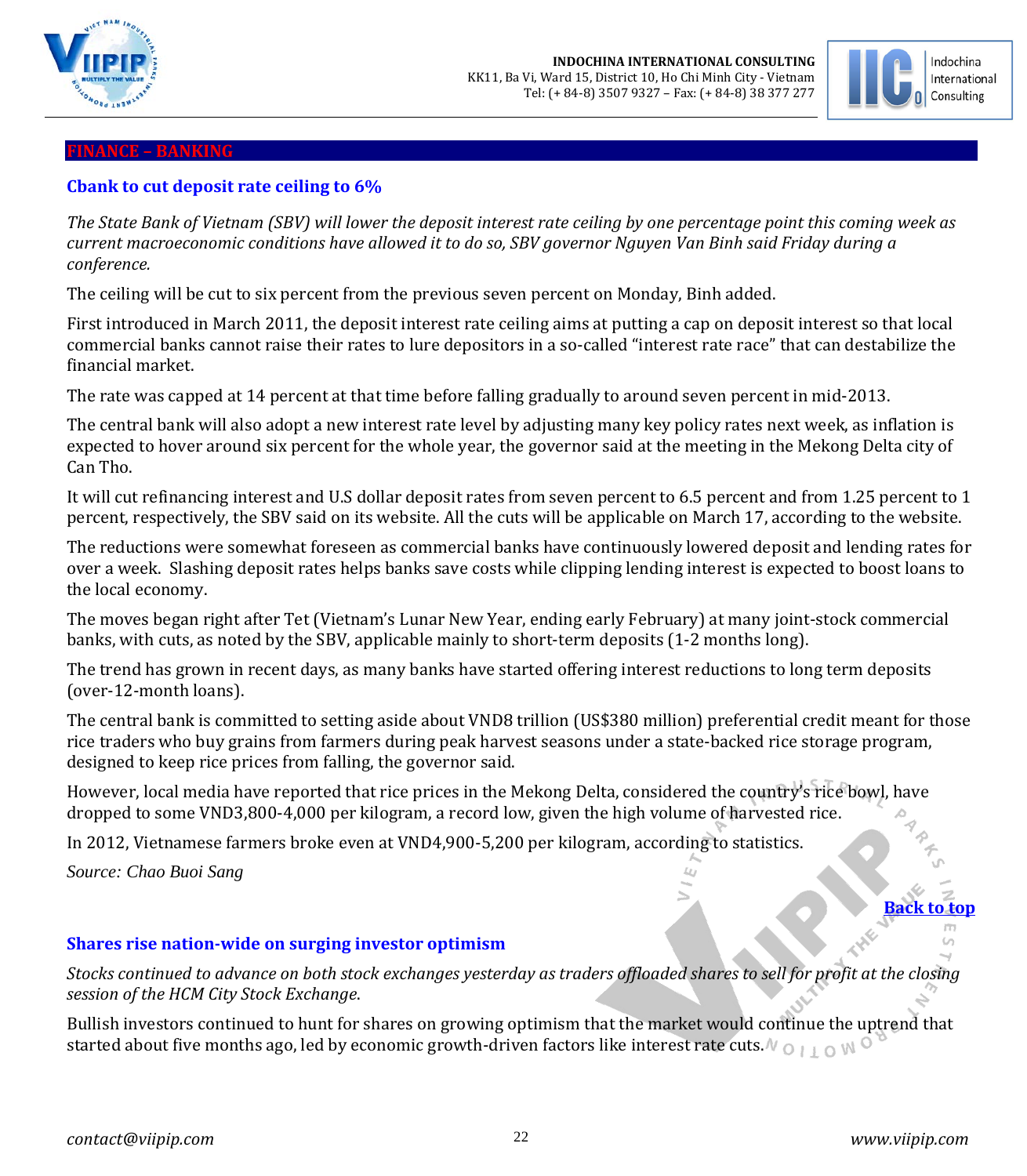## FINANCE – BANKING

### Cbank to cut deposit rate ceiling to 6%

*The State Bank of Vietnam (SBV) will lower the deposit interest rate ceiling by one percentage point this coming week as current macroeconomic conditions have allowed it to do so, SBV governor Nguyen Van Binh said Friday during a conference.*

The ceiling will be cut to six percent from the previous seven percent on Monday, Binh added.

First introduced in March 2011, the deposit interest rate ceiling aims at putting a cap on deposit interest so that local commercial banks cannot raise their rates to lure depositors in a so-called "interest rate race" that can destabilize the financial market.

The rate was capped at 14 percent at that time before falling gradually to around seven percent in mid-2013.

The central bank will also adopt a new interest rate level by adjusting many key policy rates next week, as inflation is expected to hover around six percent for the whole year, the governor said at the meeting in the Mekong Delta city of Can Tho.

It will cut refinancing interest and U.S dollar deposit rates from seven percent to 6.5 percent and from 1.25 percent to 1 percent, respectively, the SBV said on its website. All the cuts will be applicable on March 17, according to the website.

The reductions were somewhat foreseen as commercial banks have continuously lowered deposit and lending rates for over a week. Slashing deposit rates helps banks save costs while clipping lending interest is expected to boost loans to the local economy.

The moves began right after Tet (Vietnam's Lunar New Year, ending early February) at many joint-stock commercial banks, with cuts, as noted by the SBV, applicable mainly to short-term deposits (1-2 months long).

The trend has grown in recent days, as many banks have started offering interest reductions to long term deposits (over-12-month loans).

The central bank is committed to setting aside about VND8 trillion (US$380 million) preferential credit meant for those rice traders who buy grains from farmers during peak harvest seasons under a state-backed rice storage program, designed to keep rice prices from falling, the governor said.

However, local media have reported that rice prices in the Mekong Delta, considered the country's rice bowl, have dropped to some VND3,800-4,000 per kilogram, a record low, given the high volume of harvested rice.

In 2012, Vietnamese farmers broke even at VND4,900-5,200 per kilogram, according to statistics.

*Source: Chao Buoi Sang*

Back to top

### Shares rise nation-wide on surging investor optimism

*Stocks continued to advance on both stock exchanges yesterday as traders offloaded shares to sell for profit at the closing session of the HCM City Stock Exchange.*

Bullish investors continued to hunt for shares on growing optimism that the market would continue the uptrend that started about five months ago, led by economic growth-driven factors like interest rate cuts.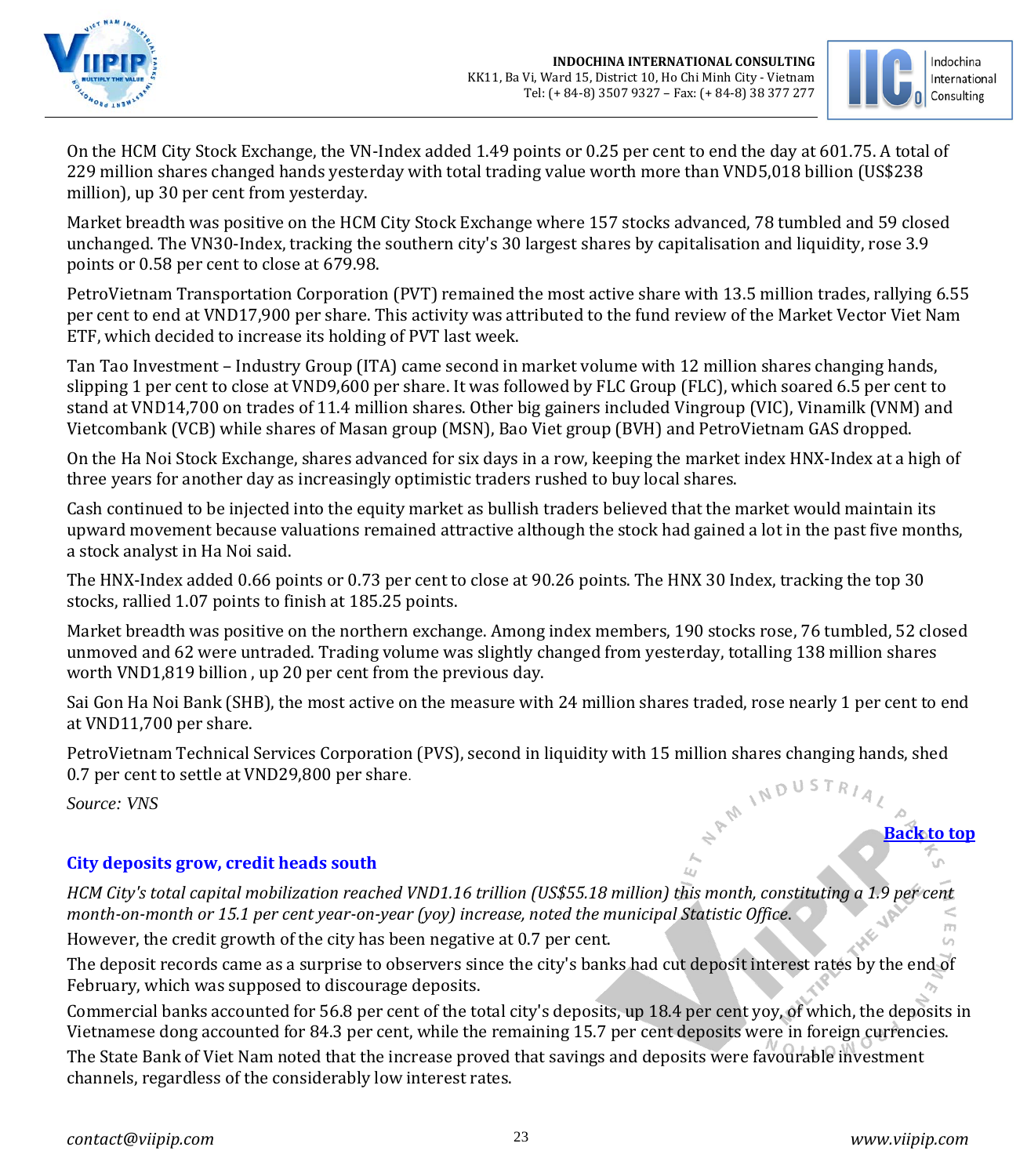On the HCM City Stock Exchange, the VN-Index added 1.49 points or 0.25 per cent to end the day at 601.75. A total of 229 million shares changed hands yesterday with total trading value worth more than VND5,018 billion (US$238 million), up 30 per cent from yesterday.

Market breadth was positive on the HCM City Stock Exchange where 157 stocks advanced, 78 tumbled and 59 closed unchanged. The VN30-Index, tracking the southern city's 30 largest shares by capitalisation and liquidity, rose 3.9 points or 0.58 per cent to close at 679.98.

PetroVietnam Transportation Corporation (PVT) remained the most active share with 13.5 million trades, rallying 6.55 per cent to end at VND17,900 per share. This activity was attributed to the fund review of the Market Vector Viet Nam ETF, which decided to increase its holding of PVT last week.

Tan Tao Investment – Industry Group (ITA) came second in market volume with 12 million shares changing hands, slipping 1 per cent to close at VND9,600 per share. It was followed by FLC Group (FLC), which soared 6.5 per cent to stand at VND14,700 on trades of 11.4 million shares. Other big gainers included Vingroup (VIC), Vinamilk (VNM) and Vietcombank (VCB) while shares of Masan group (MSN), Bao Viet group (BVH) and PetroVietnam GAS dropped.

On the Ha Noi Stock Exchange, shares advanced for six days in a row, keeping the market index HNX-Index at a high of three years for another day as increasingly optimistic traders rushed to buy local shares.

Cash continued to be injected into the equity market as bullish traders believed that the market would maintain its upward movement because valuations remained attractive although the stock had gained a lot in the past five months, a stock analyst in Ha Noi said.

The HNX-Index added 0.66 points or 0.73 per cent to close at 90.26 points. The HNX 30 Index, tracking the top 30 stocks, rallied 1.07 points to finish at 185.25 points.

Market breadth was positive on the northern exchange. Among index members, 190 stocks rose, 76 tumbled, 52 closed unmoved and 62 were untraded. Trading volume was slightly changed from yesterday, totalling 138 million shares worth VND1,819 billion , up 20 per cent from the previous day.

Sai Gon Ha Noi Bank (SHB), the most active on the measure with 24 million shares traded, rose nearly 1 per cent to end at VND11,700 per share.

PetroVietnam Technical Services Corporation (PVS), second in liquidity with 15 million shares changing hands, shed 0.7 per cent to settle at VND29,800 per share.

*Source: VNS*

Back to top

## City deposits grow, credit heads south

*HCM City's total capital mobilization reached VND1.16 trillion (US$55.18 million) this month, constituting a 1.9 per cent month-on-month or 15.1 per cent year-on-year (yoy) increase, noted the municipal Statistic Office.*

However, the credit growth of the city has been negative at 0.7 per cent.

The deposit records came as a surprise to observers since the city's banks had cut deposit interest rates by the end of February, which was supposed to discourage deposits.

Commercial banks accounted for 56.8 per cent of the total city's deposits, up 18.4 per cent yoy, of which, the deposits in Vietnamese dong accounted for 84.3 per cent, while the remaining 15.7 per cent deposits were in foreign currencies.

The State Bank of Viet Nam noted that the increase proved that savings and deposits were favourable investment channels, regardless of the considerably low interest rates.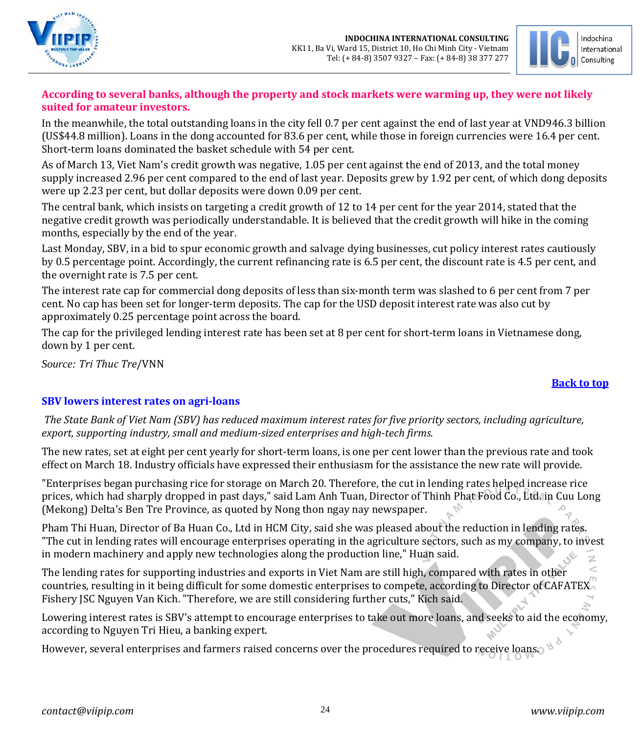**According to several banks, although the property and stock markets were warming up, they were not likely suited for amateur investors.**

In the meanwhile, the total outstanding loans in the city fell 0.7 per cent against the end of last year at VND946.3 billion (US$44.8 million). Loans in the dong accounted for 83.6 per cent, while those in foreign currencies were 16.4 per cent. Short-term loans dominated the basket schedule with 54 per cent.

As of March 13, Viet Nam's credit growth was negative, 1.05 per cent against the end of 2013, and the total money supply increased 2.96 per cent compared to the end of last year. Deposits grew by 1.92 per cent, of which dong deposits were up 2.23 per cent, but dollar deposits were down 0.09 per cent.

The central bank, which insists on targeting a credit growth of 12 to 14 per cent for the year 2014, stated that the negative credit growth was periodically understandable. It is believed that the credit growth will hike in the coming months, especially by the end of the year.

Last Monday, SBV, in a bid to spur economic growth and salvage dying businesses, cut policy interest rates cautiously by 0.5 percentage point. Accordingly, the current refinancing rate is 6.5 per cent, the discount rate is 4.5 per cent, and the overnight rate is 7.5 per cent.

The interest rate cap for commercial dong deposits of less than six-month term was slashed to 6 per cent from 7 per cent. No cap has been set for longer-term deposits. The cap for the USD deposit interest rate was also cut by approximately 0.25 percentage point across the board.

The cap for the privileged lending interest rate has been set at 8 per cent for short-term loans in Vietnamese dong, down by 1 per cent.

*Source: Tri Thuc Tre*/VNN

Back to top

## SBV lowers interest rates on agri-loans

*The State Bank of Viet Nam (SBV) has reduced maximum interest rates for five priority sectors, including agriculture, export, supporting industry, small and medium-sized enterprises and high-tech firms.*

The new rates, set at eight per cent yearly for short-term loans, is one per cent lower than the previous rate and took effect on March 18. Industry officials have expressed their enthusiasm for the assistance the new rate will provide.

"Enterprises began purchasing rice for storage on March 20. Therefore, the cut in lending rates helped increase rice prices, which had sharply dropped in past days," said Lam Anh Tuan, Director of Thinh Phat Food Co., Ltd. in Cuu Long (Mekong) Delta's Ben Tre Province, as quoted by Nong thon ngay nay newspaper.

Pham Thi Huan, Director of Ba Huan Co., Ltd in HCM City, said she was pleased about the reduction in lending rates. "The cut in lending rates will encourage enterprises operating in the agriculture sectors, such as my company, to invest in modern machinery and apply new technologies along the production line," Huan said.

The lending rates for supporting industries and exports in Viet Nam are still high, compared with rates in other countries, resulting in it being difficult for some domestic enterprises to compete, according to Director of CAFATEX Fishery JSC Nguyen Van Kich. "Therefore, we are still considering further cuts," Kich said.

Lowering interest rates is SBV's attempt to encourage enterprises to take out more loans, and seeks to aid the economy, according to Nguyen Tri Hieu, a banking expert.

However, several enterprises and farmers raised concerns over the procedures required to receive loans.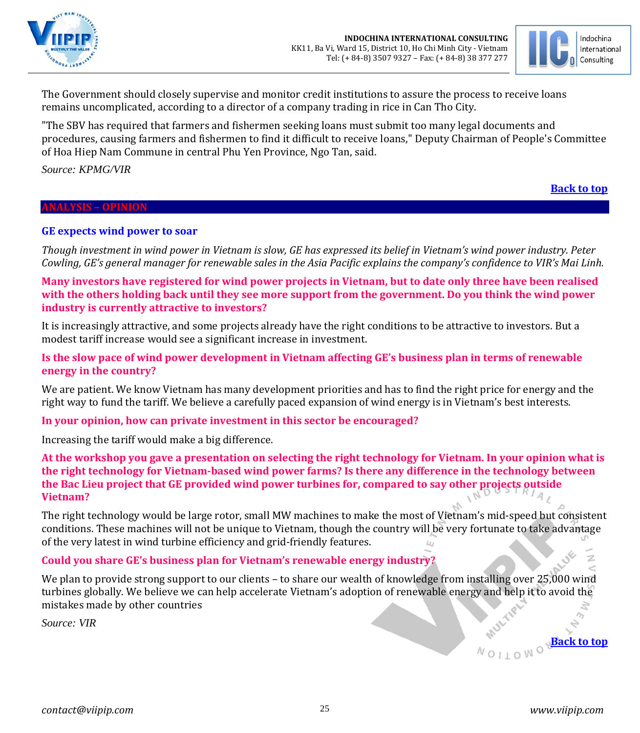The Government should closely supervise and monitor credit institutions to assure the process to receive loans remains uncomplicated, according to a director of a company trading in rice in Can Tho City.

"The SBV has required that farmers and fishermen seeking loans must submit too many legal documents and procedures, causing farmers and fishermen to find it difficult to receive loans," Deputy Chairman of People's Committee of Hoa Hiep Nam Commune in central Phu Yen Province, Ngo Tan, said.

*Source: KPMG/VIR*

Back to top

## ANALYSIS – OPINION

### GE expects wind power to soar

*Though investment in wind power in Vietnam is slow, GE has expressed its belief in Vietnam's wind power industry. Peter Cowling, GE's general manager for renewable sales in the Asia Pacific explains the company's confidence to VIR's Mai Linh.*

**Many investors have registered for wind power projects in Vietnam, but to date only three have been realised with the others holding back until they see more support from the government. Do you think the wind power industry is currently attractive to investors?**

It is increasingly attractive, and some projects already have the right conditions to be attractive to investors. But a modest tariff increase would see a significant increase in investment.

**Is the slow pace of wind power development in Vietnam affecting GE's business plan in terms of renewable energy in the country?**

We are patient. We know Vietnam has many development priorities and has to find the right price for energy and the right way to fund the tariff. We believe a carefully paced expansion of wind energy is in Vietnam's best interests.

**In your opinion, how can private investment in this sector be encouraged?**

Increasing the tariff would make a big difference.

**At the workshop you gave a presentation on selecting the right technology for Vietnam. In your opinion what is the right technology for Vietnam-based wind power farms? Is there any difference in the technology between the Bac Lieu project that GE provided wind power turbines for, compared to say other projects outside Vietnam?**

The right technology would be large rotor, small MW machines to make the most of Vietnam's mid-speed but consistent conditions. These machines will not be unique to Vietnam, though the country will be very fortunate to take advantage of the very latest in wind turbine efficiency and grid-friendly features.

**Could you share GE's business plan for Vietnam's renewable energy industry?**

We plan to provide strong support to our clients – to share our wealth of knowledge from installing over 25,000 wind turbines globally. We believe we can help accelerate Vietnam's adoption of renewable energy and help it to avoid the mistakes made by other countries

*Source: VIR*

Back to top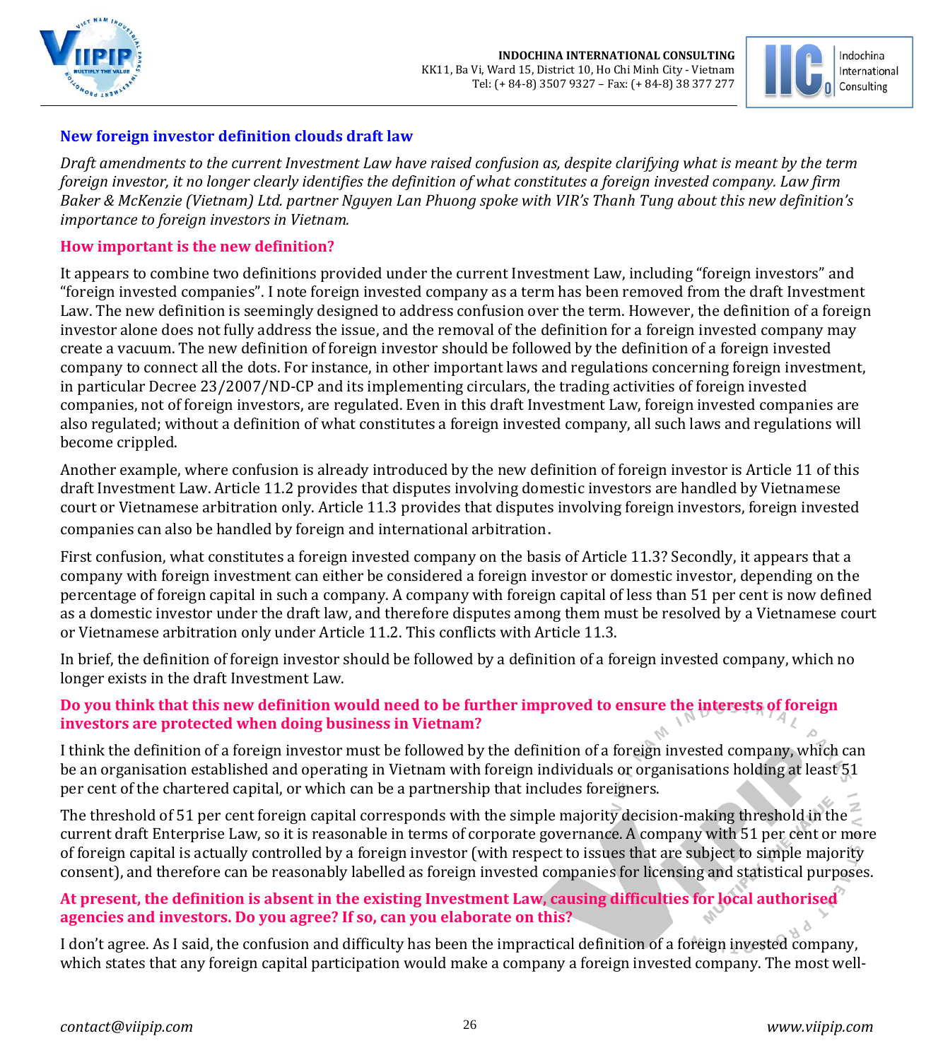## New foreign investor definition clouds draft law

*Draft amendments to the current Investment Law have raised confusion as, despite clarifying what is meant by the term foreign investor, it no longer clearly identifies the definition of what constitutes a foreign invested company. Law firm Baker & McKenzie (Vietnam) Ltd. partner Nguyen Lan Phuong spoke with VIR's Thanh Tung about this new definition's importance to foreign investors in Vietnam.*

### How important is the new definition?

It appears to combine two definitions provided under the current Investment Law, including "foreign investors" and "foreign invested companies". I note foreign invested company as a term has been removed from the draft Investment Law. The new definition is seemingly designed to address confusion over the term. However, the definition of a foreign investor alone does not fully address the issue, and the removal of the definition for a foreign invested company may create a vacuum. The new definition of foreign investor should be followed by the definition of a foreign invested company to connect all the dots. For instance, in other important laws and regulations concerning foreign investment, in particular Decree 23/2007/ND-CP and its implementing circulars, the trading activities of foreign invested companies, not of foreign investors, are regulated. Even in this draft Investment Law, foreign invested companies are also regulated; without a definition of what constitutes a foreign invested company, all such laws and regulations will become crippled.

Another example, where confusion is already introduced by the new definition of foreign investor is Article 11 of this draft Investment Law. Article 11.2 provides that disputes involving domestic investors are handled by Vietnamese court or Vietnamese arbitration only. Article 11.3 provides that disputes involving foreign investors, foreign invested companies can also be handled by foreign and international arbitration.

First confusion, what constitutes a foreign invested company on the basis of Article 11.3? Secondly, it appears that a company with foreign investment can either be considered a foreign investor or domestic investor, depending on the percentage of foreign capital in such a company. A company with foreign capital of less than 51 per cent is now defined as a domestic investor under the draft law, and therefore disputes among them must be resolved by a Vietnamese court or Vietnamese arbitration only under Article 11.2. This conflicts with Article 11.3.

In brief, the definition of foreign investor should be followed by a definition of a foreign invested company, which no longer exists in the draft Investment Law.

### Do you think that this new definition would need to be further improved to ensure the interests of foreign investors are protected when doing business in Vietnam?

I think the definition of a foreign investor must be followed by the definition of a foreign invested company, which can be an organisation established and operating in Vietnam with foreign individuals or organisations holding at least 51 per cent of the chartered capital, or which can be a partnership that includes foreigners.

The threshold of 51 per cent foreign capital corresponds with the simple majority decision-making threshold in the current draft Enterprise Law, so it is reasonable in terms of corporate governance. A company with 51 per cent or more of foreign capital is actually controlled by a foreign investor (with respect to issues that are subject to simple majority consent), and therefore can be reasonably labelled as foreign invested companies for licensing and statistical purposes.

### At present, the definition is absent in the existing Investment Law, causing difficulties for local authorised agencies and investors. Do you agree? If so, can you elaborate on this?

I don't agree. As I said, the confusion and difficulty has been the impractical definition of a foreign invested company, which states that any foreign capital participation would make a company a foreign invested company. The most well-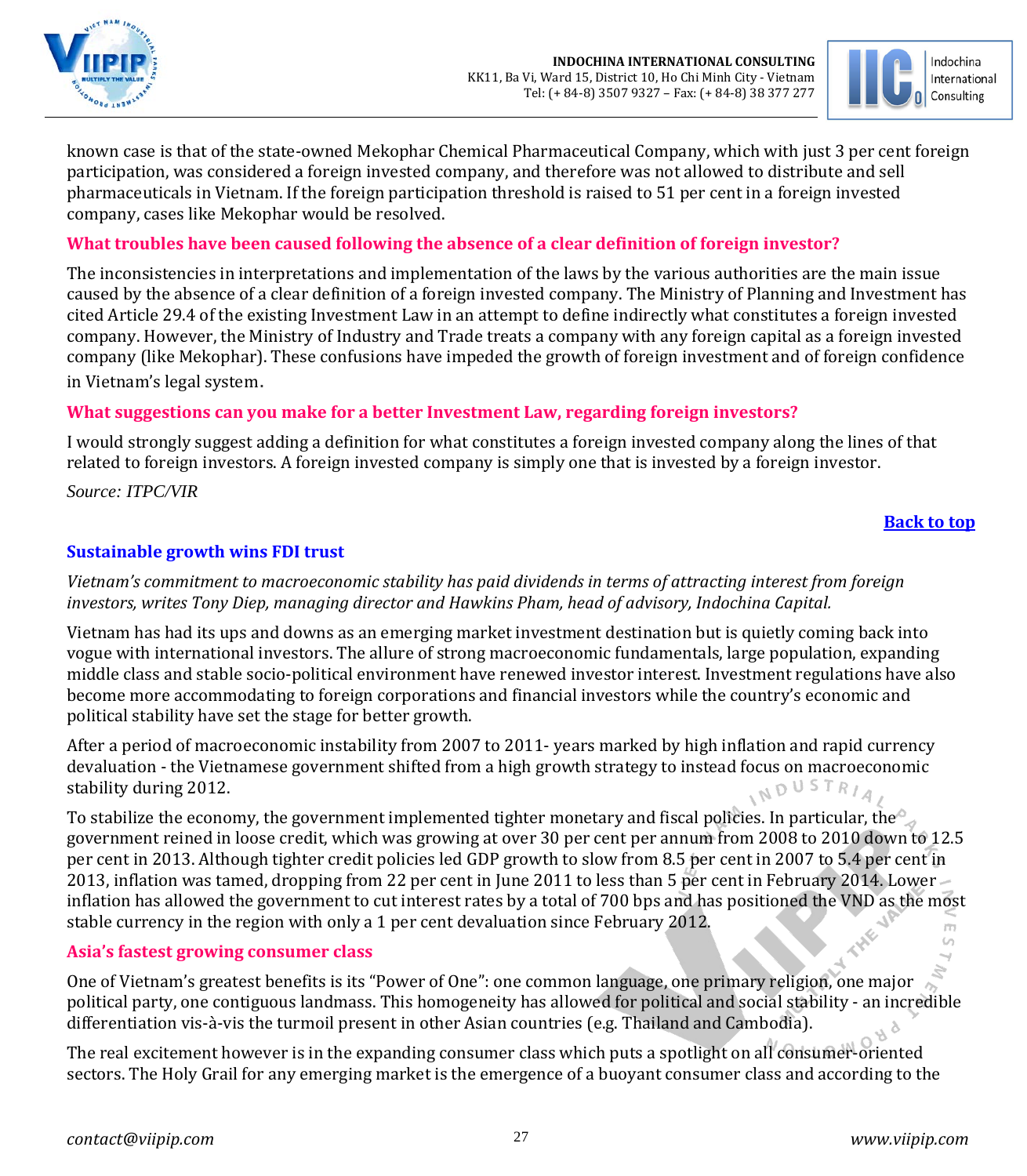known case is that of the state-owned Mekophar Chemical Pharmaceutical Company, which with just 3 per cent foreign participation, was considered a foreign invested company, and therefore was not allowed to distribute and sell pharmaceuticals in Vietnam. If the foreign participation threshold is raised to 51 per cent in a foreign invested company, cases like Mekophar would be resolved.

**What troubles have been caused following the absence of a clear definition of foreign investor?**

The inconsistencies in interpretations and implementation of the laws by the various authorities are the main issue caused by the absence of a clear definition of a foreign invested company. The Ministry of Planning and Investment has cited Article 29.4 of the existing Investment Law in an attempt to define indirectly what constitutes a foreign invested company. However, the Ministry of Industry and Trade treats a company with any foreign capital as a foreign invested company (like Mekophar). These confusions have impeded the growth of foreign investment and of foreign confidence in Vietnam's legal system.

**What suggestions can you make for a better Investment Law, regarding foreign investors?**

I would strongly suggest adding a definition for what constitutes a foreign invested company along the lines of that related to foreign investors. A foreign invested company is simply one that is invested by a foreign investor.

*Source: ITPC/VIR*

[Back to top]

## Sustainable growth wins FDI trust

*Vietnam's commitment to macroeconomic stability has paid dividends in terms of attracting interest from foreign investors, writes Tony Diep, managing director and Hawkins Pham, head of advisory, Indochina Capital.*

Vietnam has had its ups and downs as an emerging market investment destination but is quietly coming back into vogue with international investors. The allure of strong macroeconomic fundamentals, large population, expanding middle class and stable socio-political environment have renewed investor interest. Investment regulations have also become more accommodating to foreign corporations and financial investors while the country's economic and political stability have set the stage for better growth.

After a period of macroeconomic instability from 2007 to 2011- years marked by high inflation and rapid currency devaluation - the Vietnamese government shifted from a high growth strategy to instead focus on macroeconomic stability during 2012.

To stabilize the economy, the government implemented tighter monetary and fiscal policies. In particular, the government reined in loose credit, which was growing at over 30 per cent per annum from 2008 to 2010 down to 12.5 per cent in 2013. Although tighter credit policies led GDP growth to slow from 8.5 per cent in 2007 to 5.4 per cent in 2013, inflation was tamed, dropping from 22 per cent in June 2011 to less than 5 per cent in February 2014. Lower inflation has allowed the government to cut interest rates by a total of 700 bps and has positioned the VND as the most stable currency in the region with only a 1 per cent devaluation since February 2012.

### Asia's fastest growing consumer class

One of Vietnam's greatest benefits is its "Power of One": one common language, one primary religion, one major political party, one contiguous landmass. This homogeneity has allowed for political and social stability - an incredible differentiation vis-à-vis the turmoil present in other Asian countries (e.g. Thailand and Cambodia).

The real excitement however is in the expanding consumer class which puts a spotlight on all consumer-oriented sectors. The Holy Grail for any emerging market is the emergence of a buoyant consumer class and according to the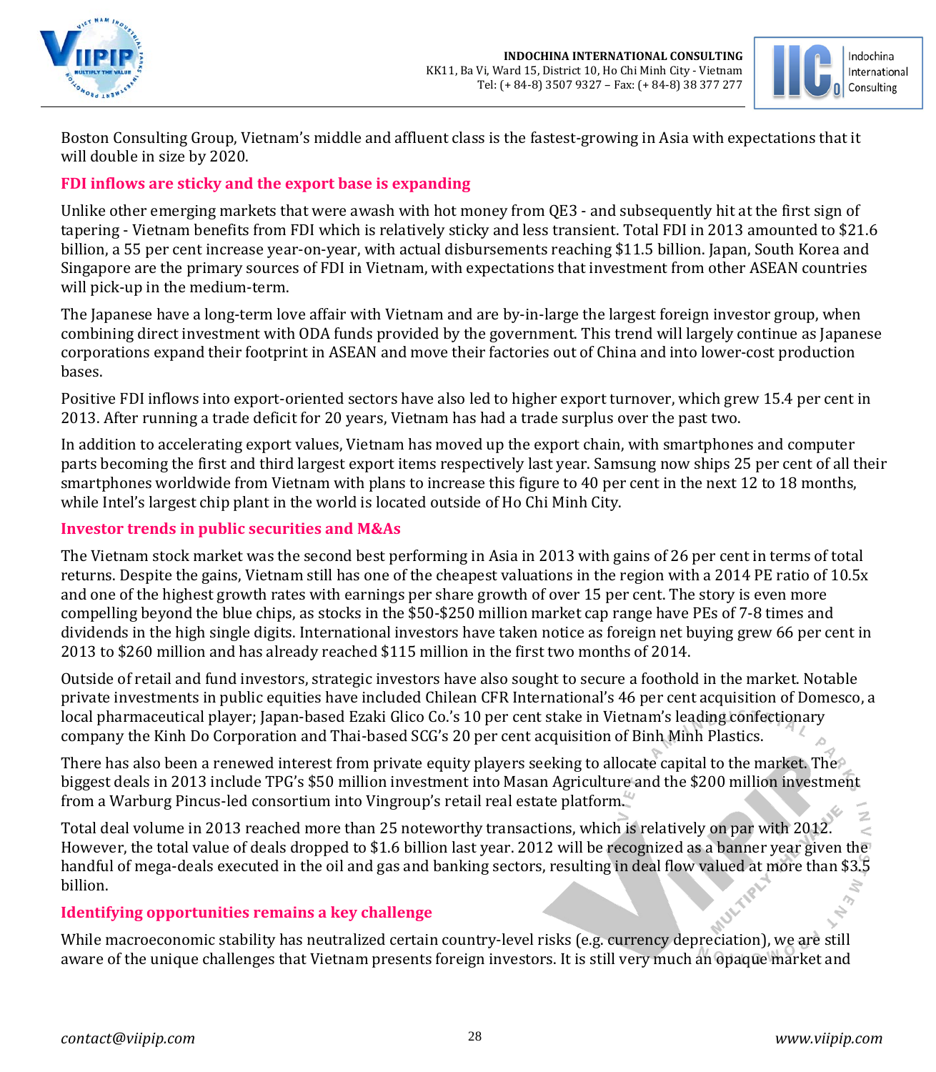Boston Consulting Group, Vietnam's middle and affluent class is the fastest-growing in Asia with expectations that it will double in size by 2020.

## FDI inflows are sticky and the export base is expanding

Unlike other emerging markets that were awash with hot money from QE3 - and subsequently hit at the first sign of tapering - Vietnam benefits from FDI which is relatively sticky and less transient. Total FDI in 2013 amounted to $21.6 billion, a 55 per cent increase year-on-year, with actual disbursements reaching $11.5 billion. Japan, South Korea and Singapore are the primary sources of FDI in Vietnam, with expectations that investment from other ASEAN countries will pick-up in the medium-term.

The Japanese have a long-term love affair with Vietnam and are by-in-large the largest foreign investor group, when combining direct investment with ODA funds provided by the government. This trend will largely continue as Japanese corporations expand their footprint in ASEAN and move their factories out of China and into lower-cost production bases.

Positive FDI inflows into export-oriented sectors have also led to higher export turnover, which grew 15.4 per cent in 2013. After running a trade deficit for 20 years, Vietnam has had a trade surplus over the past two.

In addition to accelerating export values, Vietnam has moved up the export chain, with smartphones and computer parts becoming the first and third largest export items respectively last year. Samsung now ships 25 per cent of all their smartphones worldwide from Vietnam with plans to increase this figure to 40 per cent in the next 12 to 18 months, while Intel's largest chip plant in the world is located outside of Ho Chi Minh City.

## Investor trends in public securities and M&As

The Vietnam stock market was the second best performing in Asia in 2013 with gains of 26 per cent in terms of total returns. Despite the gains, Vietnam still has one of the cheapest valuations in the region with a 2014 PE ratio of 10.5x and one of the highest growth rates with earnings per share growth of over 15 per cent. The story is even more compelling beyond the blue chips, as stocks in the $50-$250 million market cap range have PEs of 7-8 times and dividends in the high single digits. International investors have taken notice as foreign net buying grew 66 per cent in 2013 to $260 million and has already reached $115 million in the first two months of 2014.

Outside of retail and fund investors, strategic investors have also sought to secure a foothold in the market. Notable private investments in public equities have included Chilean CFR International's 46 per cent acquisition of Domesco, a local pharmaceutical player; Japan-based Ezaki Glico Co.'s 10 per cent stake in Vietnam's leading confectionary company the Kinh Do Corporation and Thai-based SCG's 20 per cent acquisition of Binh Minh Plastics.

There has also been a renewed interest from private equity players seeking to allocate capital to the market. The biggest deals in 2013 include TPG's $50 million investment into Masan Agriculture and the $200 million investment from a Warburg Pincus-led consortium into Vingroup's retail real estate platform.

Total deal volume in 2013 reached more than 25 noteworthy transactions, which is relatively on par with 2012. However, the total value of deals dropped to $1.6 billion last year. 2012 will be recognized as a banner year given the handful of mega-deals executed in the oil and gas and banking sectors, resulting in deal flow valued at more than $3.5 billion.

## Identifying opportunities remains a key challenge

While macroeconomic stability has neutralized certain country-level risks (e.g. currency depreciation), we are still aware of the unique challenges that Vietnam presents foreign investors. It is still very much an opaque market and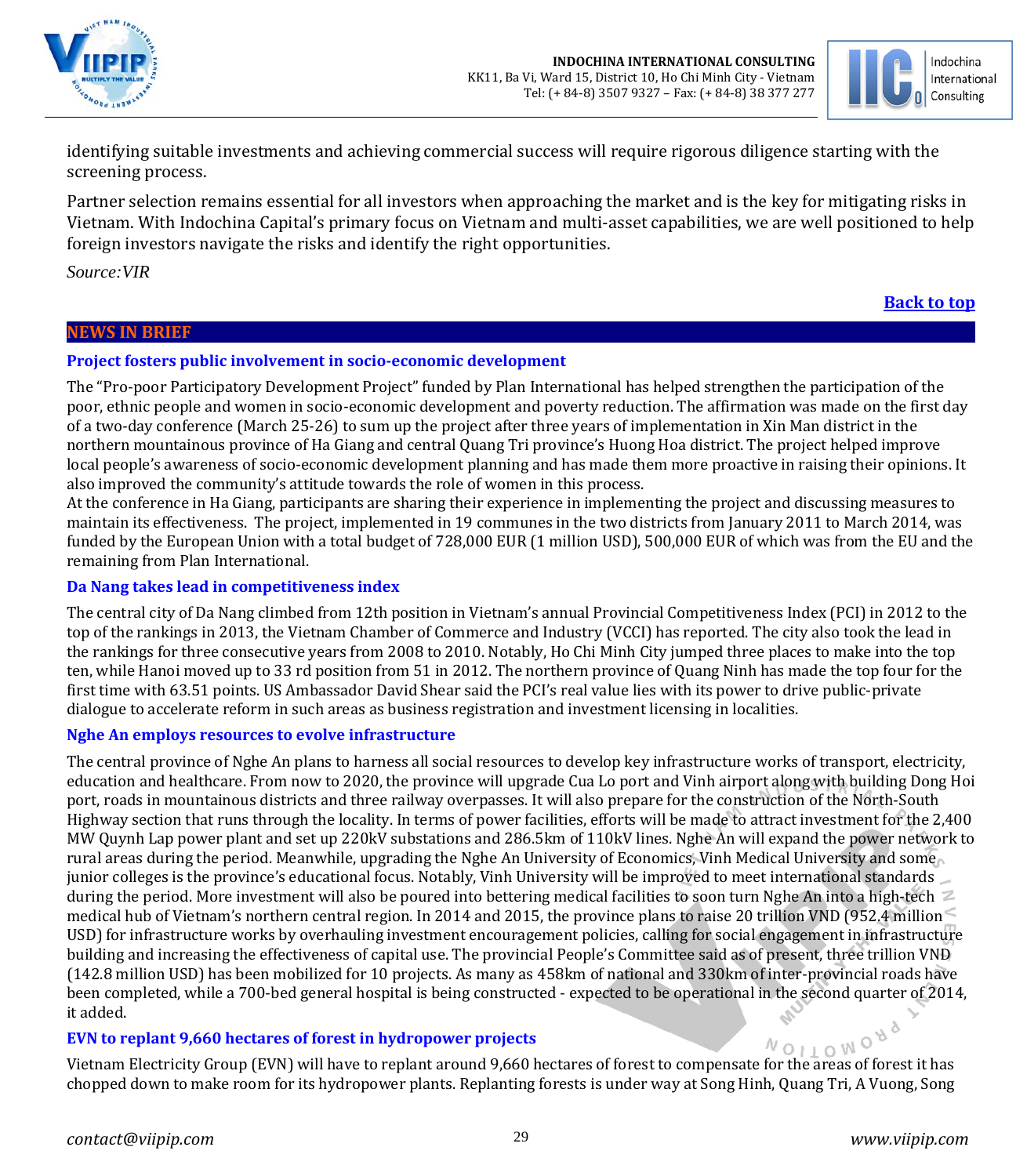identifying suitable investments and achieving commercial success will require rigorous diligence starting with the screening process.

Partner selection remains essential for all investors when approaching the market and is the key for mitigating risks in Vietnam. With Indochina Capital's primary focus on Vietnam and multi-asset capabilities, we are well positioned to help foreign investors navigate the risks and identify the right opportunities.

*Source:VIR*

**Back to top**

## NEWS IN BRIEF

### Project fosters public involvement in socio-economic development

The "Pro-poor Participatory Development Project" funded by Plan International has helped strengthen the participation of the poor, ethnic people and women in socio-economic development and poverty reduction. The affirmation was made on the first day of a two-day conference (March 25-26) to sum up the project after three years of implementation in Xin Man district in the northern mountainous province of Ha Giang and central Quang Tri province's Huong Hoa district. The project helped improve local people's awareness of socio-economic development planning and has made them more proactive in raising their opinions. It also improved the community's attitude towards the role of women in this process.
At the conference in Ha Giang, participants are sharing their experience in implementing the project and discussing measures to maintain its effectiveness. The project, implemented in 19 communes in the two districts from January 2011 to March 2014, was funded by the European Union with a total budget of 728,000 EUR (1 million USD), 500,000 EUR of which was from the EU and the remaining from Plan International.

### Da Nang takes lead in competitiveness index

The central city of Da Nang climbed from 12th position in Vietnam's annual Provincial Competitiveness Index (PCI) in 2012 to the top of the rankings in 2013, the Vietnam Chamber of Commerce and Industry (VCCI) has reported. The city also took the lead in the rankings for three consecutive years from 2008 to 2010. Notably, Ho Chi Minh City jumped three places to make into the top ten, while Hanoi moved up to 33 rd position from 51 in 2012. The northern province of Quang Ninh has made the top four for the first time with 63.51 points. US Ambassador David Shear said the PCI's real value lies with its power to drive public-private dialogue to accelerate reform in such areas as business registration and investment licensing in localities.

### Nghe An employs resources to evolve infrastructure

The central province of Nghe An plans to harness all social resources to develop key infrastructure works of transport, electricity, education and healthcare. From now to 2020, the province will upgrade Cua Lo port and Vinh airport along with building Dong Hoi port, roads in mountainous districts and three railway overpasses. It will also prepare for the construction of the North-South Highway section that runs through the locality. In terms of power facilities, efforts will be made to attract investment for the 2,400 MW Quynh Lap power plant and set up 220kV substations and 286.5km of 110kV lines. Nghe An will expand the power network to rural areas during the period. Meanwhile, upgrading the Nghe An University of Economics, Vinh Medical University and some junior colleges is the province's educational focus. Notably, Vinh University will be improved to meet international standards during the period. More investment will also be poured into bettering medical facilities to soon turn Nghe An into a high-tech medical hub of Vietnam's northern central region. In 2014 and 2015, the province plans to raise 20 trillion VND (952.4 million USD) for infrastructure works by overhauling investment encouragement policies, calling for social engagement in infrastructure building and increasing the effectiveness of capital use. The provincial People's Committee said as of present, three trillion VND (142.8 million USD) has been mobilized for 10 projects. As many as 458km of national and 330km of inter-provincial roads have been completed, while a 700-bed general hospital is being constructed - expected to be operational in the second quarter of 2014, it added.

### EVN to replant 9,660 hectares of forest in hydropower projects

Vietnam Electricity Group (EVN) will have to replant around 9,660 hectares of forest to compensate for the areas of forest it has chopped down to make room for its hydropower plants. Replanting forests is under way at Song Hinh, Quang Tri, A Vuong, Song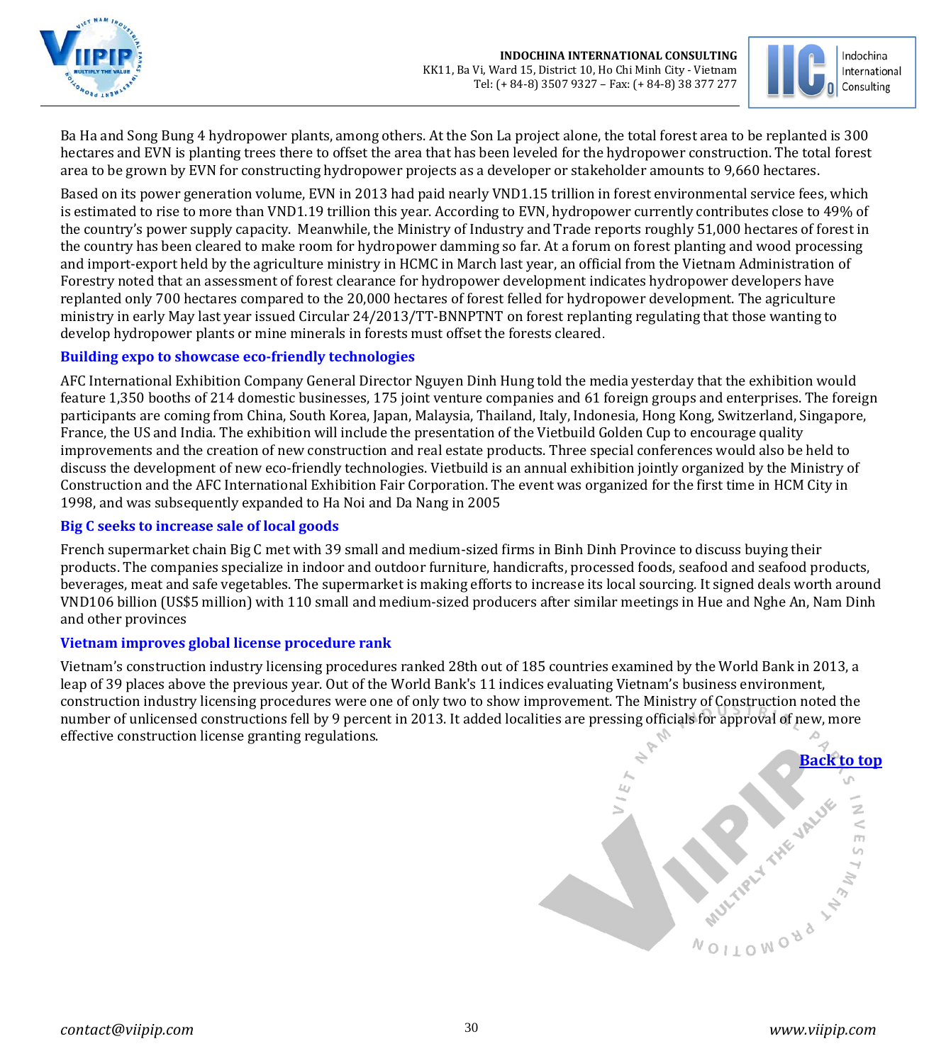Ba Ha and Song Bung 4 hydropower plants, among others. At the Son La project alone, the total forest area to be replanted is 300 hectares and EVN is planting trees there to offset the area that has been leveled for the hydropower construction. The total forest area to be grown by EVN for constructing hydropower projects as a developer or stakeholder amounts to 9,660 hectares.

Based on its power generation volume, EVN in 2013 had paid nearly VND1.15 trillion in forest environmental service fees, which is estimated to rise to more than VND1.19 trillion this year. According to EVN, hydropower currently contributes close to 49% of the country's power supply capacity. Meanwhile, the Ministry of Industry and Trade reports roughly 51,000 hectares of forest in the country has been cleared to make room for hydropower damming so far. At a forum on forest planting and wood processing and import-export held by the agriculture ministry in HCMC in March last year, an official from the Vietnam Administration of Forestry noted that an assessment of forest clearance for hydropower development indicates hydropower developers have replanted only 700 hectares compared to the 20,000 hectares of forest felled for hydropower development. The agriculture ministry in early May last year issued Circular 24/2013/TT-BNNPTNT on forest replanting regulating that those wanting to develop hydropower plants or mine minerals in forests must offset the forests cleared.

### Building expo to showcase eco-friendly technologies

AFC International Exhibition Company General Director Nguyen Dinh Hung told the media yesterday that the exhibition would feature 1,350 booths of 214 domestic businesses, 175 joint venture companies and 61 foreign groups and enterprises. The foreign participants are coming from China, South Korea, Japan, Malaysia, Thailand, Italy, Indonesia, Hong Kong, Switzerland, Singapore, France, the US and India. The exhibition will include the presentation of the Vietbuild Golden Cup to encourage quality improvements and the creation of new construction and real estate products. Three special conferences would also be held to discuss the development of new eco-friendly technologies. Vietbuild is an annual exhibition jointly organized by the Ministry of Construction and the AFC International Exhibition Fair Corporation. The event was organized for the first time in HCM City in 1998, and was subsequently expanded to Ha Noi and Da Nang in 2005

### Big C seeks to increase sale of local goods

French supermarket chain Big C met with 39 small and medium-sized firms in Binh Dinh Province to discuss buying their products. The companies specialize in indoor and outdoor furniture, handicrafts, processed foods, seafood and seafood products, beverages, meat and safe vegetables. The supermarket is making efforts to increase its local sourcing. It signed deals worth around VND106 billion (US$5 million) with 110 small and medium-sized producers after similar meetings in Hue and Nghe An, Nam Dinh and other provinces

### Vietnam improves global license procedure rank

Vietnam's construction industry licensing procedures ranked 28th out of 185 countries examined by the World Bank in 2013, a leap of 39 places above the previous year. Out of the World Bank's 11 indices evaluating Vietnam's business environment, construction industry licensing procedures were one of only two to show improvement. The Ministry of Construction noted the number of unlicensed constructions fell by 9 percent in 2013. It added localities are pressing officials for approval of new, more effective construction license granting regulations.

Back to top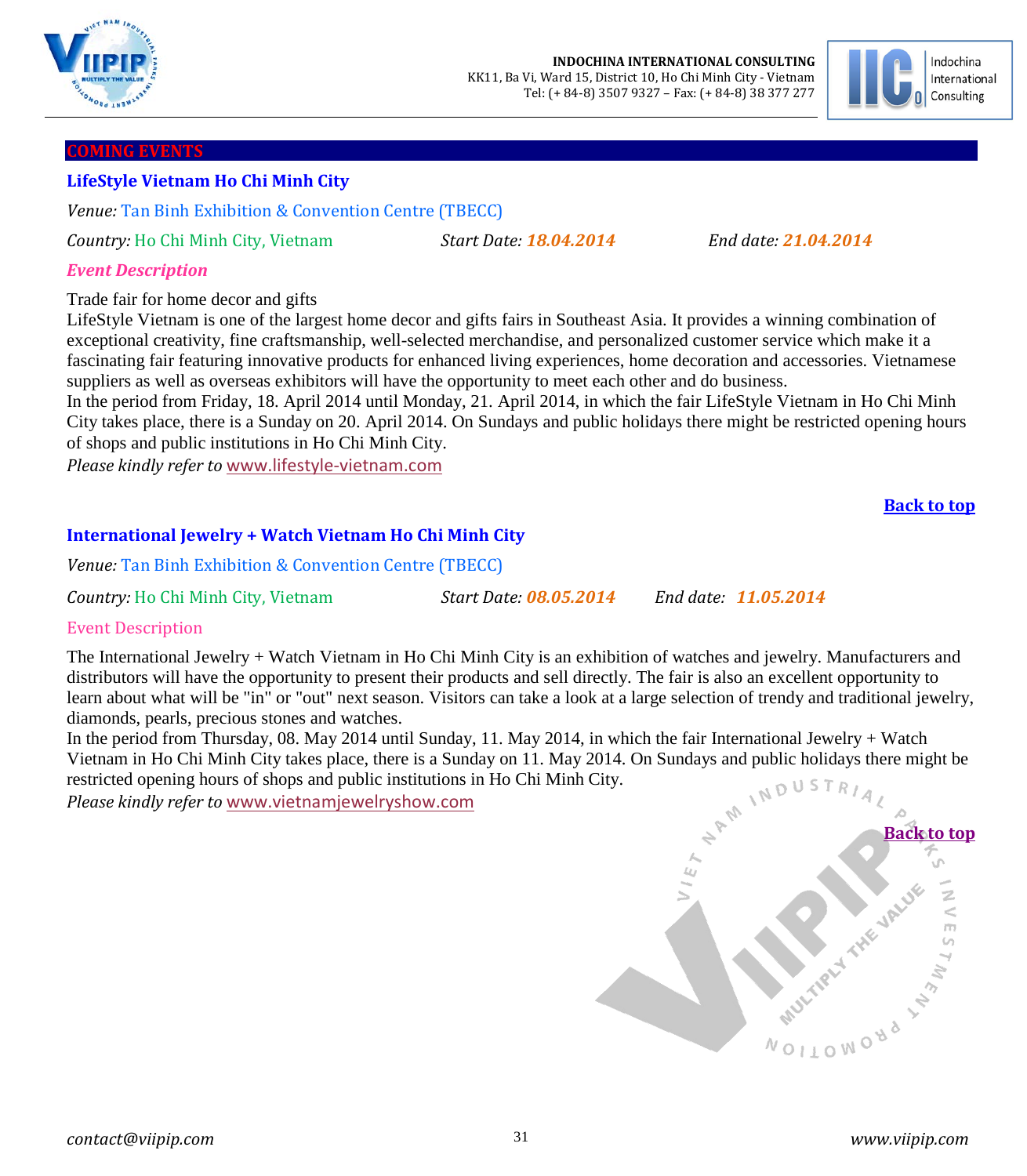## COMING EVENTS

### LifeStyle Vietnam Ho Chi Minh City

*Venue:* Tan Binh Exhibition & Convention Centre (TBECC)

*Country:* Ho Chi Minh City, Vietnam *Start Date:* ***18.04.2014*** *End date:* ***21.04.2014***

***Event Description***

Trade fair for home decor and gifts
LifeStyle Vietnam is one of the largest home decor and gifts fairs in Southeast Asia. It provides a winning combination of exceptional creativity, fine craftsmanship, well-selected merchandise, and personalized customer service which make it a fascinating fair featuring innovative products for enhanced living experiences, home decoration and accessories. Vietnamese suppliers as well as overseas exhibitors will have the opportunity to meet each other and do business.
In the period from Friday, 18. April 2014 until Monday, 21. April 2014, in which the fair LifeStyle Vietnam in Ho Chi Minh City takes place, there is a Sunday on 20. April 2014. On Sundays and public holidays there might be restricted opening hours of shops and public institutions in Ho Chi Minh City.
*Please kindly refer to* www.lifestyle-vietnam.com

**Back to top**

### International Jewelry + Watch Vietnam Ho Chi Minh City

*Venue:* Tan Binh Exhibition & Convention Centre (TBECC)

*Country:* Ho Chi Minh City, Vietnam *Start Date:* ***08.05.2014*** *End date:* ***11.05.2014***

Event Description

The International Jewelry + Watch Vietnam in Ho Chi Minh City is an exhibition of watches and jewelry. Manufacturers and distributors will have the opportunity to present their products and sell directly. The fair is also an excellent opportunity to learn about what will be "in" or "out" next season. Visitors can take a look at a large selection of trendy and traditional jewelry, diamonds, pearls, precious stones and watches.
In the period from Thursday, 08. May 2014 until Sunday, 11. May 2014, in which the fair International Jewelry + Watch Vietnam in Ho Chi Minh City takes place, there is a Sunday on 11. May 2014. On Sundays and public holidays there might be restricted opening hours of shops and public institutions in Ho Chi Minh City.
*Please kindly refer to* www.vietnamjewelryshow.com

**Back to top**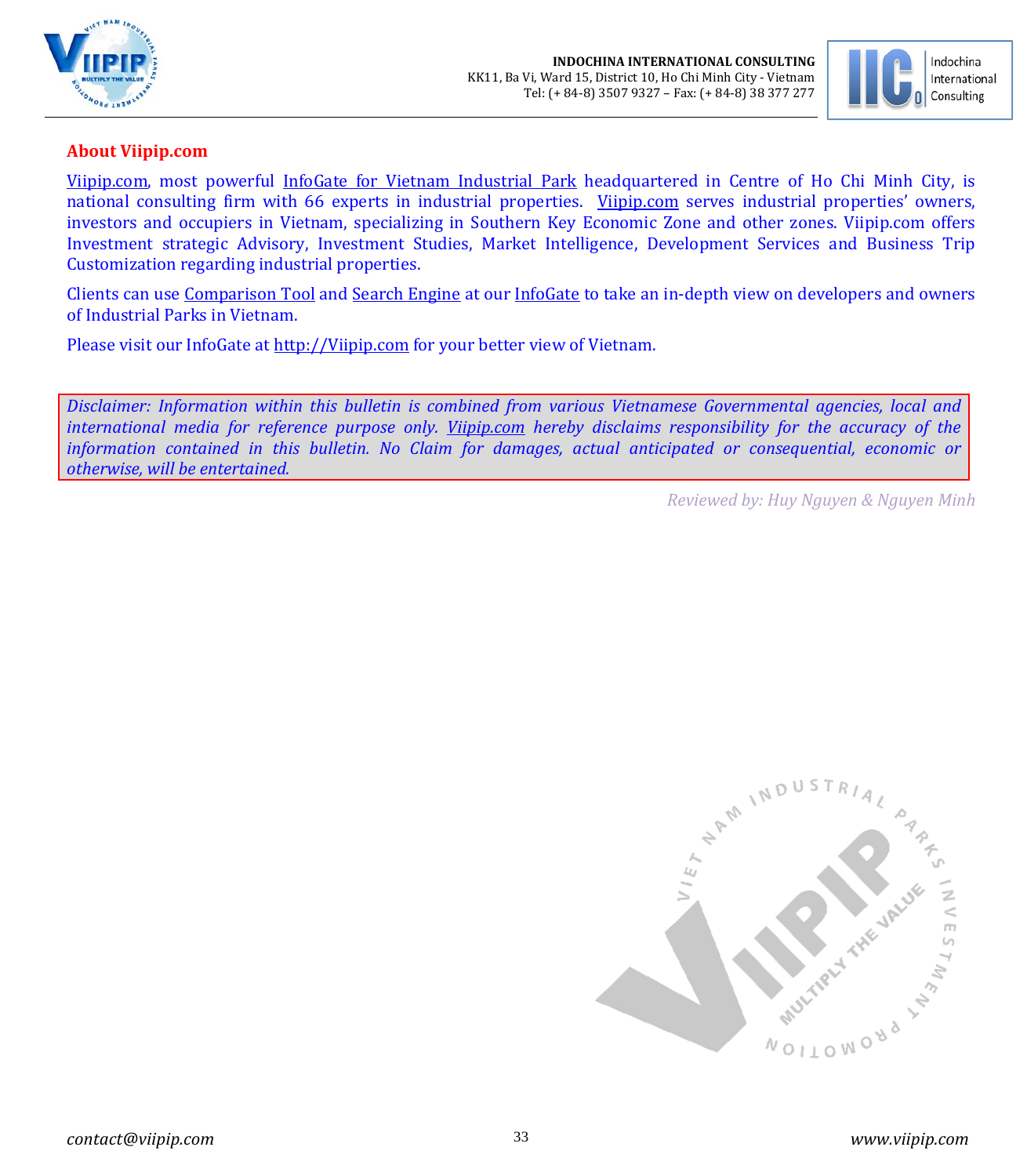## About Viipip.com

Viipip.com, most powerful InfoGate for Vietnam Industrial Park headquartered in Centre of Ho Chi Minh City, is national consulting firm with 66 experts in industrial properties. Viipip.com serves industrial properties' owners, investors and occupiers in Vietnam, specializing in Southern Key Economic Zone and other zones. Viipip.com offers Investment strategic Advisory, Investment Studies, Market Intelligence, Development Services and Business Trip Customization regarding industrial properties.

Clients can use Comparison Tool and Search Engine at our InfoGate to take an in-depth view on developers and owners of Industrial Parks in Vietnam.

Please visit our InfoGate at http://Viipip.com for your better view of Vietnam.

*Disclaimer: Information within this bulletin is combined from various Vietnamese Governmental agencies, local and international media for reference purpose only. Viipip.com hereby disclaims responsibility for the accuracy of the information contained in this bulletin. No Claim for damages, actual anticipated or consequential, economic or otherwise, will be entertained.*

*Reviewed by: Huy Nguyen & Nguyen Minh*